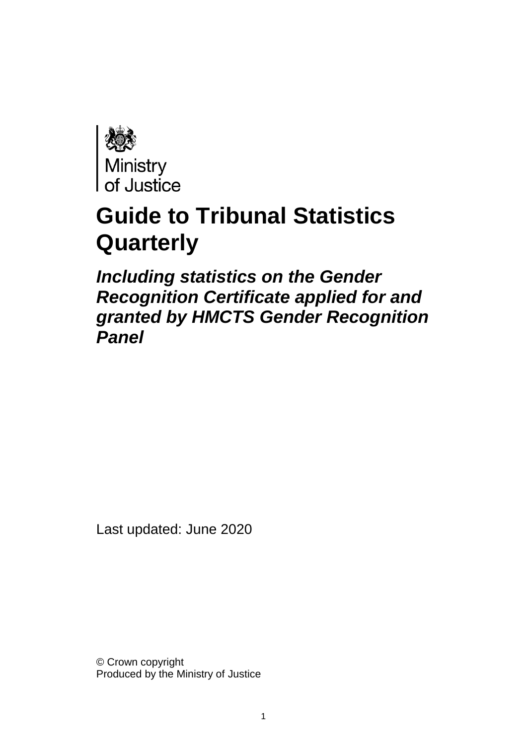Ministry of Justice

# Guide to Tribunal Statistics Quarterly

## *Including statistics on the Gender Recognition Certificate applied for and granted by HMCTS Gender Recognition Panel*

Last updated: June 2020

© Crown copyright
Produced by the Ministry of Justice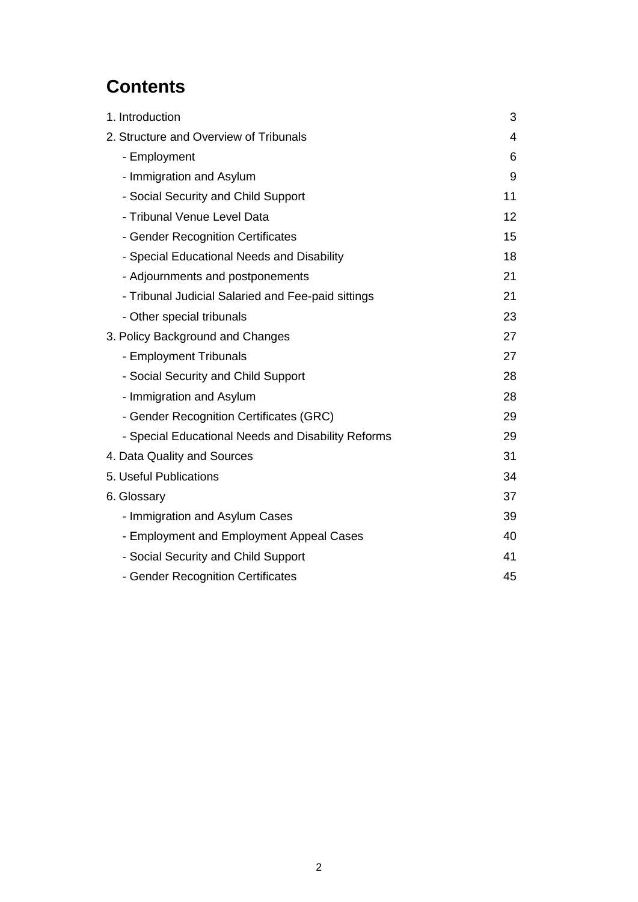# Contents

| | |
|---|---|
| 1. Introduction | 3 |
| 2. Structure and Overview of Tribunals | 4 |
| - Employment | 6 |
| - Immigration and Asylum | 9 |
| - Social Security and Child Support | 11 |
| - Tribunal Venue Level Data | 12 |
| - Gender Recognition Certificates | 15 |
| - Special Educational Needs and Disability | 18 |
| - Adjournments and postponements | 21 |
| - Tribunal Judicial Salaried and Fee-paid sittings | 21 |
| - Other special tribunals | 23 |
| 3. Policy Background and Changes | 27 |
| - Employment Tribunals | 27 |
| - Social Security and Child Support | 28 |
| - Immigration and Asylum | 28 |
| - Gender Recognition Certificates (GRC) | 29 |
| - Special Educational Needs and Disability Reforms | 29 |
| 4. Data Quality and Sources | 31 |
| 5. Useful Publications | 34 |
| 6. Glossary | 37 |
| - Immigration and Asylum Cases | 39 |
| - Employment and Employment Appeal Cases | 40 |
| - Social Security and Child Support | 41 |
| - Gender Recognition Certificates | 45 |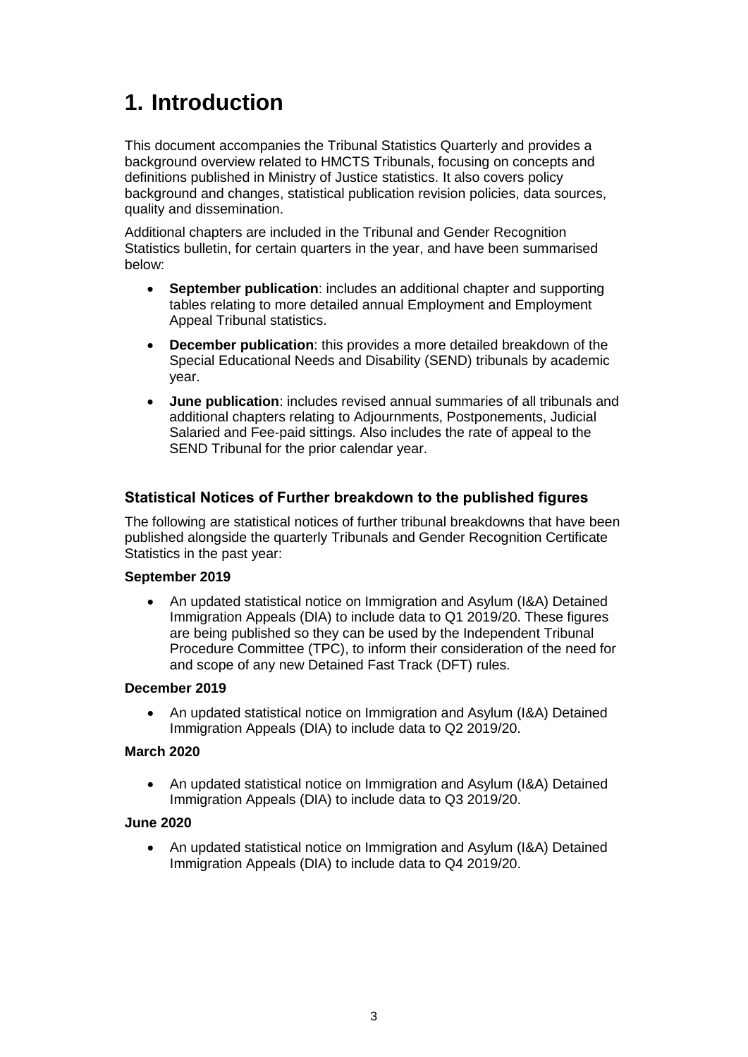# 1. Introduction

This document accompanies the Tribunal Statistics Quarterly and provides a background overview related to HMCTS Tribunals, focusing on concepts and definitions published in Ministry of Justice statistics. It also covers policy background and changes, statistical publication revision policies, data sources, quality and dissemination.

Additional chapters are included in the Tribunal and Gender Recognition Statistics bulletin, for certain quarters in the year, and have been summarised below:

- **September publication**: includes an additional chapter and supporting tables relating to more detailed annual Employment and Employment Appeal Tribunal statistics.
- **December publication**: this provides a more detailed breakdown of the Special Educational Needs and Disability (SEND) tribunals by academic year.
- **June publication**: includes revised annual summaries of all tribunals and additional chapters relating to Adjournments, Postponements, Judicial Salaried and Fee-paid sittings. Also includes the rate of appeal to the SEND Tribunal for the prior calendar year.

### Statistical Notices of Further breakdown to the published figures

The following are statistical notices of further tribunal breakdowns that have been published alongside the quarterly Tribunals and Gender Recognition Certificate Statistics in the past year:

**September 2019**

- An updated statistical notice on Immigration and Asylum (I&A) Detained Immigration Appeals (DIA) to include data to Q1 2019/20. These figures are being published so they can be used by the Independent Tribunal Procedure Committee (TPC), to inform their consideration of the need for and scope of any new Detained Fast Track (DFT) rules.

**December 2019**

- An updated statistical notice on Immigration and Asylum (I&A) Detained Immigration Appeals (DIA) to include data to Q2 2019/20.

**March 2020**

- An updated statistical notice on Immigration and Asylum (I&A) Detained Immigration Appeals (DIA) to include data to Q3 2019/20.

**June 2020**

- An updated statistical notice on Immigration and Asylum (I&A) Detained Immigration Appeals (DIA) to include data to Q4 2019/20.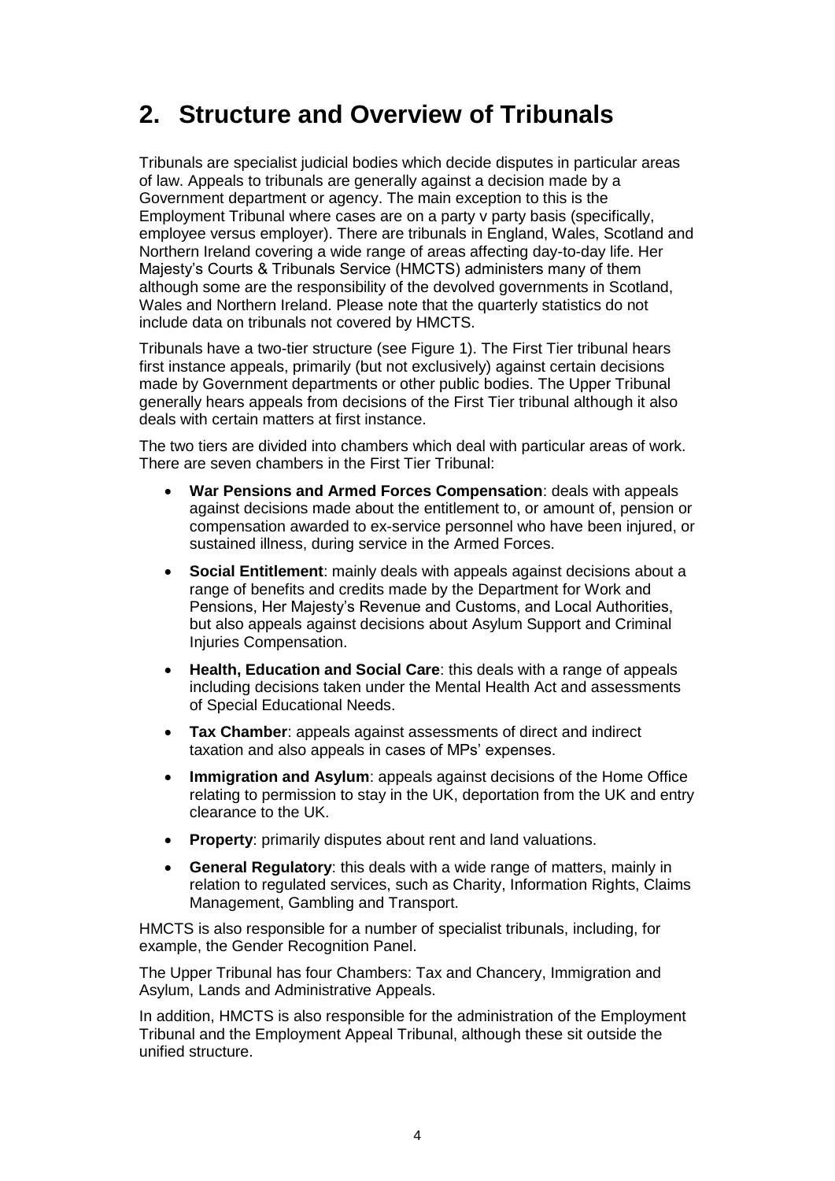# 2. Structure and Overview of Tribunals

Tribunals are specialist judicial bodies which decide disputes in particular areas of law. Appeals to tribunals are generally against a decision made by a Government department or agency. The main exception to this is the Employment Tribunal where cases are on a party v party basis (specifically, employee versus employer). There are tribunals in England, Wales, Scotland and Northern Ireland covering a wide range of areas affecting day-to-day life. Her Majesty's Courts & Tribunals Service (HMCTS) administers many of them although some are the responsibility of the devolved governments in Scotland, Wales and Northern Ireland. Please note that the quarterly statistics do not include data on tribunals not covered by HMCTS.

Tribunals have a two-tier structure (see Figure 1). The First Tier tribunal hears first instance appeals, primarily (but not exclusively) against certain decisions made by Government departments or other public bodies. The Upper Tribunal generally hears appeals from decisions of the First Tier tribunal although it also deals with certain matters at first instance.

The two tiers are divided into chambers which deal with particular areas of work. There are seven chambers in the First Tier Tribunal:

- **War Pensions and Armed Forces Compensation**: deals with appeals against decisions made about the entitlement to, or amount of, pension or compensation awarded to ex-service personnel who have been injured, or sustained illness, during service in the Armed Forces.
- **Social Entitlement**: mainly deals with appeals against decisions about a range of benefits and credits made by the Department for Work and Pensions, Her Majesty's Revenue and Customs, and Local Authorities, but also appeals against decisions about Asylum Support and Criminal Injuries Compensation.
- **Health, Education and Social Care**: this deals with a range of appeals including decisions taken under the Mental Health Act and assessments of Special Educational Needs.
- **Tax Chamber**: appeals against assessments of direct and indirect taxation and also appeals in cases of MPs' expenses.
- **Immigration and Asylum**: appeals against decisions of the Home Office relating to permission to stay in the UK, deportation from the UK and entry clearance to the UK.
- **Property**: primarily disputes about rent and land valuations.
- **General Regulatory**: this deals with a wide range of matters, mainly in relation to regulated services, such as Charity, Information Rights, Claims Management, Gambling and Transport.

HMCTS is also responsible for a number of specialist tribunals, including, for example, the Gender Recognition Panel.

The Upper Tribunal has four Chambers: Tax and Chancery, Immigration and Asylum, Lands and Administrative Appeals.

In addition, HMCTS is also responsible for the administration of the Employment Tribunal and the Employment Appeal Tribunal, although these sit outside the unified structure.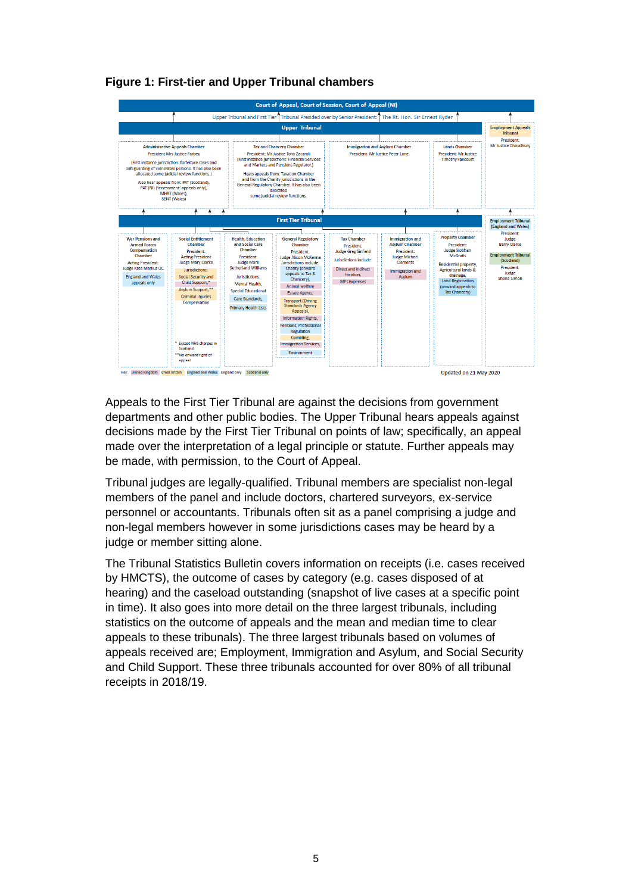**Figure 1: First-tier and Upper Tribunal chambers**

Court of Appeal, Court of Session, Court of Appeal (NI)

Upper Tribunal and First Tier Tribunal Presided over by Senior President: The Rt. Hon. Sir Ernest Ryder

**Upper Tribunal**

- Administrative Appeals Chamber — President Mrs Justice Farbey (First instance jurisdiction: forfeiture cases and safeguarding of vulnerable persons. It has also been allocated some judicial review functions.) Also hear appeals from: PAT (Scotland), PAT (NI) ('assessment' appeals only), MHRT (Wales), SENT (Wales)
- Tax and Chancery Chamber — President: Mr Justice Tony Zacaroli (First instance jurisdictions: Financial Services and Markets and Pensions Regulator.) Hears appeals from: Taxation Chamber and from the Charity jurisdictions in the General Regulatory Chamber. It has also been allocated some judicial review functions.
- Immigration and Asylum Chamber — President: Mr Justice Peter Lane
- Lands Chamber — President: Mr Justice Timothy Fancourt

Employment Appeals Tribunal — President: Mr Justice Choudhury

**First Tier Tribunal**

- War Pensions and Armed Forces Compensation Chamber — Acting President: Judge Kate Markus QC. England and Wales appeals only
- Social Entitlement Chamber — President: Acting President Judge Mary Clarke. Jurisdictions: Social Security and Child Support,\* Asylum Support,\*\* Criminal Injuries Compensation. \* Except NHS charges in Scotland. \*\*No onward right of appeal
- Health, Education and Social Care Chamber — President: Judge Mark Sutherland Williams. Jurisdictions: Mental Health, Special Educational Needs, Care Standards, Primary Health Lists
- General Regulatory Chamber — President: Judge Alison McKenna. Jurisdictions include: Charity (onward appeals to Tax & Chancery), Animal welfare, Estate Agents, Transport (Driving Standards Agency Appeals), Information Rights, Pensions, Professional Regulation, Gambling, Immigration Services, Environment
- Tax Chamber — President: Judge Greg Sinfield. Jurisdictions include: Direct and indirect taxation, MPs Expenses
- Immigration and Asylum Chamber — President: Judge Michael Clements. Immigration and Asylum
- Property Chamber — President: Judge Siobhan McGrath. Residential property, Agricultural lands & drainage, Land Registration (onward appeals to Tax Chancery)

Employment Tribunal (England and Wales) — President: Judge Barry Clarke

Employment Tribunal (Scotland) — President: Judge Shona Simon

Key: United Kingdom, Great Britain, England and Wales, England only, Scotland only

Updated on 21 May 2020

Appeals to the First Tier Tribunal are against the decisions from government departments and other public bodies. The Upper Tribunal hears appeals against decisions made by the First Tier Tribunal on points of law; specifically, an appeal made over the interpretation of a legal principle or statute. Further appeals may be made, with permission, to the Court of Appeal.

Tribunal judges are legally-qualified. Tribunal members are specialist non-legal members of the panel and include doctors, chartered surveyors, ex-service personnel or accountants. Tribunals often sit as a panel comprising a judge and non-legal members however in some jurisdictions cases may be heard by a judge or member sitting alone.

The Tribunal Statistics Bulletin covers information on receipts (i.e. cases received by HMCTS), the outcome of cases by category (e.g. cases disposed of at hearing) and the caseload outstanding (snapshot of live cases at a specific point in time). It also goes into more detail on the three largest tribunals, including statistics on the outcome of appeals and the mean and median time to clear appeals to these tribunals). The three largest tribunals based on volumes of appeals received are; Employment, Immigration and Asylum, and Social Security and Child Support. These three tribunals accounted for over 80% of all tribunal receipts in 2018/19.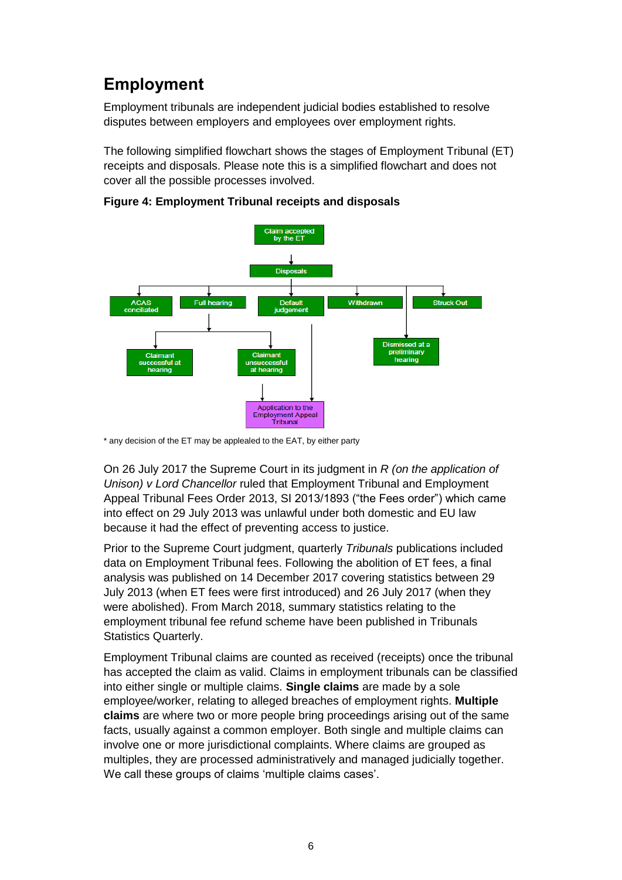## Employment

Employment tribunals are independent judicial bodies established to resolve disputes between employers and employees over employment rights.

The following simplified flowchart shows the stages of Employment Tribunal (ET) receipts and disposals. Please note this is a simplified flowchart and does not cover all the possible processes involved.

**Figure 4: Employment Tribunal receipts and disposals**

Claim accepted by the ET

Disposals

ACAS conciliated | Full hearing | Default judgement | Withdrawn | Struck Out | Dismissed at a preliminary hearing

Claimant successful at hearing | Claimant unsuccessful at hearing

Application to the Employment Appeal Tribunal

* any decision of the ET may be applealed to the EAT, by either party

On 26 July 2017 the Supreme Court in its judgment in *R (on the application of Unison) v Lord Chancellor* ruled that Employment Tribunal and Employment Appeal Tribunal Fees Order 2013, SI 2013/1893 ("the Fees order") which came into effect on 29 July 2013 was unlawful under both domestic and EU law because it had the effect of preventing access to justice.

Prior to the Supreme Court judgment, quarterly *Tribunals* publications included data on Employment Tribunal fees. Following the abolition of ET fees, a final analysis was published on 14 December 2017 covering statistics between 29 July 2013 (when ET fees were first introduced) and 26 July 2017 (when they were abolished). From March 2018, summary statistics relating to the employment tribunal fee refund scheme have been published in Tribunals Statistics Quarterly.

Employment Tribunal claims are counted as received (receipts) once the tribunal has accepted the claim as valid. Claims in employment tribunals can be classified into either single or multiple claims. **Single claims** are made by a sole employee/worker, relating to alleged breaches of employment rights. **Multiple claims** are where two or more people bring proceedings arising out of the same facts, usually against a common employer. Both single and multiple claims can involve one or more jurisdictional complaints. Where claims are grouped as multiples, they are processed administratively and managed judicially together. We call these groups of claims 'multiple claims cases'.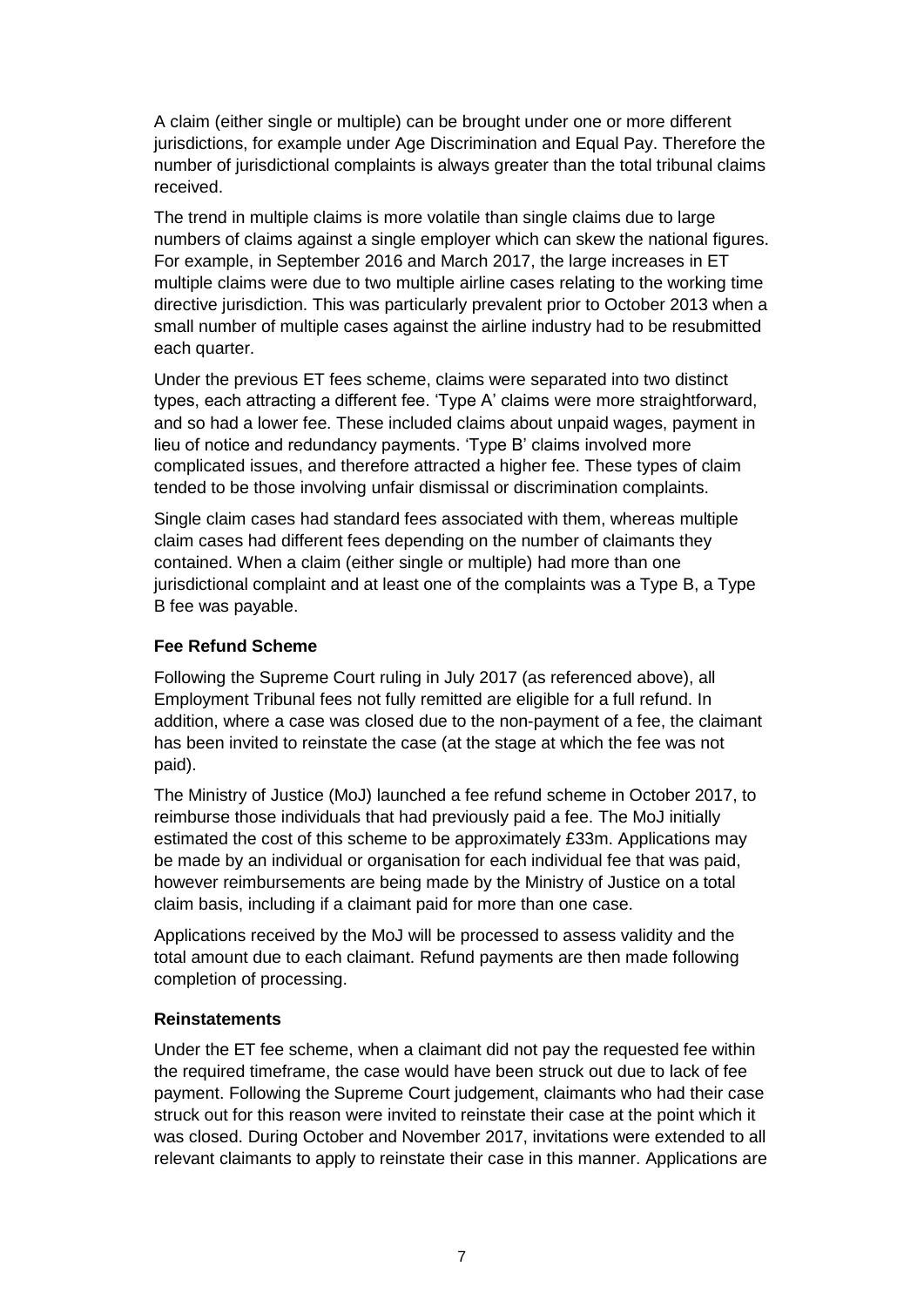A claim (either single or multiple) can be brought under one or more different jurisdictions, for example under Age Discrimination and Equal Pay. Therefore the number of jurisdictional complaints is always greater than the total tribunal claims received.

The trend in multiple claims is more volatile than single claims due to large numbers of claims against a single employer which can skew the national figures. For example, in September 2016 and March 2017, the large increases in ET multiple claims were due to two multiple airline cases relating to the working time directive jurisdiction. This was particularly prevalent prior to October 2013 when a small number of multiple cases against the airline industry had to be resubmitted each quarter.

Under the previous ET fees scheme, claims were separated into two distinct types, each attracting a different fee. 'Type A' claims were more straightforward, and so had a lower fee. These included claims about unpaid wages, payment in lieu of notice and redundancy payments. 'Type B' claims involved more complicated issues, and therefore attracted a higher fee. These types of claim tended to be those involving unfair dismissal or discrimination complaints.

Single claim cases had standard fees associated with them, whereas multiple claim cases had different fees depending on the number of claimants they contained. When a claim (either single or multiple) had more than one jurisdictional complaint and at least one of the complaints was a Type B, a Type B fee was payable.

### Fee Refund Scheme

Following the Supreme Court ruling in July 2017 (as referenced above), all Employment Tribunal fees not fully remitted are eligible for a full refund. In addition, where a case was closed due to the non-payment of a fee, the claimant has been invited to reinstate the case (at the stage at which the fee was not paid).

The Ministry of Justice (MoJ) launched a fee refund scheme in October 2017, to reimburse those individuals that had previously paid a fee. The MoJ initially estimated the cost of this scheme to be approximately £33m. Applications may be made by an individual or organisation for each individual fee that was paid, however reimbursements are being made by the Ministry of Justice on a total claim basis, including if a claimant paid for more than one case.

Applications received by the MoJ will be processed to assess validity and the total amount due to each claimant. Refund payments are then made following completion of processing.

### Reinstatements

Under the ET fee scheme, when a claimant did not pay the requested fee within the required timeframe, the case would have been struck out due to lack of fee payment. Following the Supreme Court judgement, claimants who had their case struck out for this reason were invited to reinstate their case at the point which it was closed. During October and November 2017, invitations were extended to all relevant claimants to apply to reinstate their case in this manner. Applications are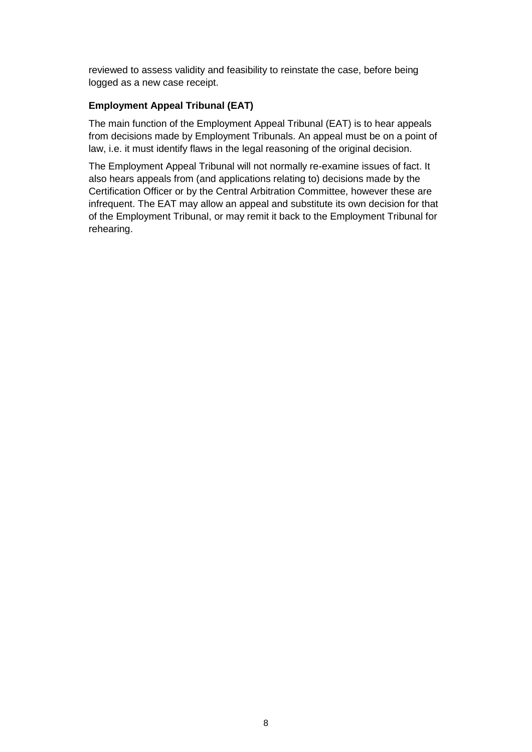reviewed to assess validity and feasibility to reinstate the case, before being logged as a new case receipt.

### Employment Appeal Tribunal (EAT)

The main function of the Employment Appeal Tribunal (EAT) is to hear appeals from decisions made by Employment Tribunals. An appeal must be on a point of law, i.e. it must identify flaws in the legal reasoning of the original decision.

The Employment Appeal Tribunal will not normally re-examine issues of fact. It also hears appeals from (and applications relating to) decisions made by the Certification Officer or by the Central Arbitration Committee, however these are infrequent. The EAT may allow an appeal and substitute its own decision for that of the Employment Tribunal, or may remit it back to the Employment Tribunal for rehearing.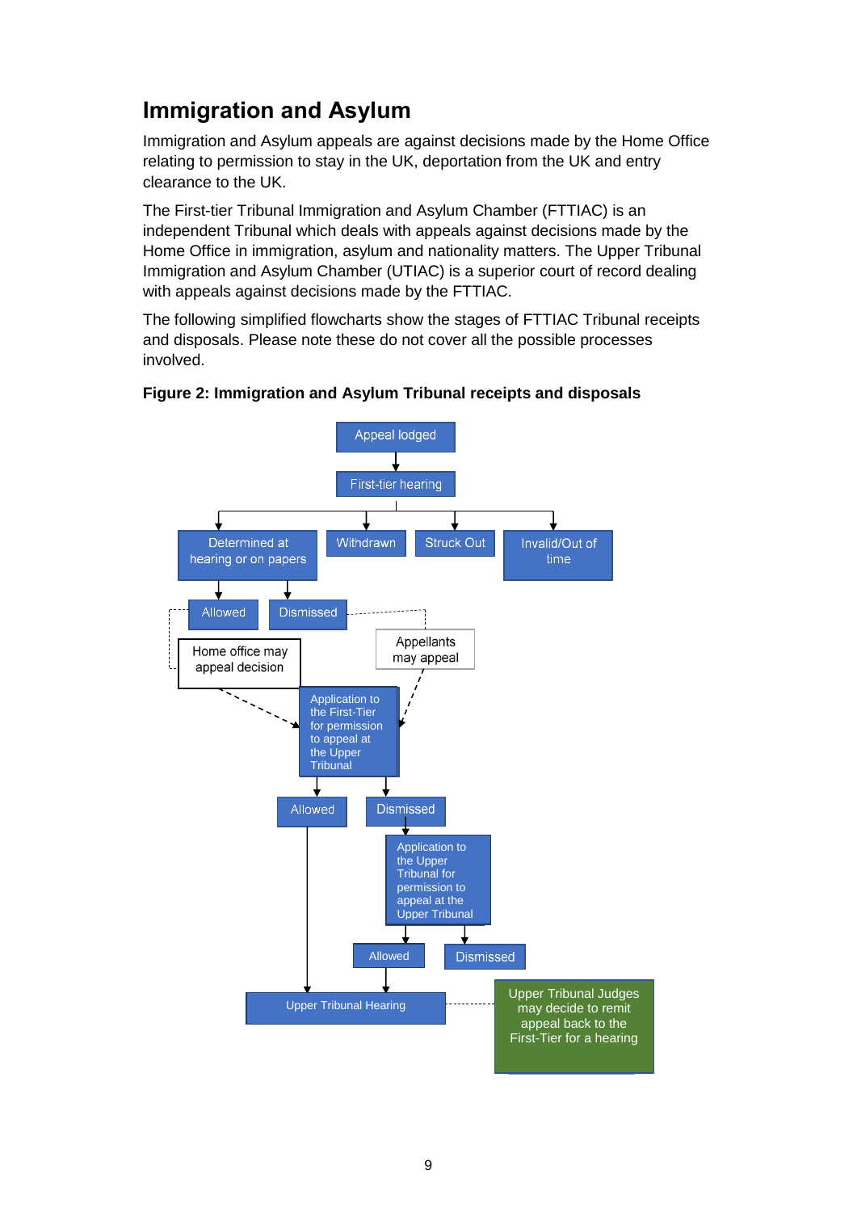## Immigration and Asylum

Immigration and Asylum appeals are against decisions made by the Home Office relating to permission to stay in the UK, deportation from the UK and entry clearance to the UK.

The First-tier Tribunal Immigration and Asylum Chamber (FTTIAC) is an independent Tribunal which deals with appeals against decisions made by the Home Office in immigration, asylum and nationality matters. The Upper Tribunal Immigration and Asylum Chamber (UTIAC) is a superior court of record dealing with appeals against decisions made by the FTTIAC.

The following simplified flowcharts show the stages of FTTIAC Tribunal receipts and disposals. Please note these do not cover all the possible processes involved.

**Figure 2: Immigration and Asylum Tribunal receipts and disposals**

Appeal lodged

First-tier hearing

Determined at hearing or on papers

Withdrawn

Struck Out

Invalid/Out of time

Allowed

Dismissed

Home office may appeal decision

Appellants may appeal

Application to the First-Tier for permission to appeal at the Upper Tribunal

Allowed

Dismissed

Application to the Upper Tribunal for permission to appeal at the Upper Tribunal

Allowed

Dismissed

Upper Tribunal Hearing

Upper Tribunal Judges may decide to remit appeal back to the First-Tier for a hearing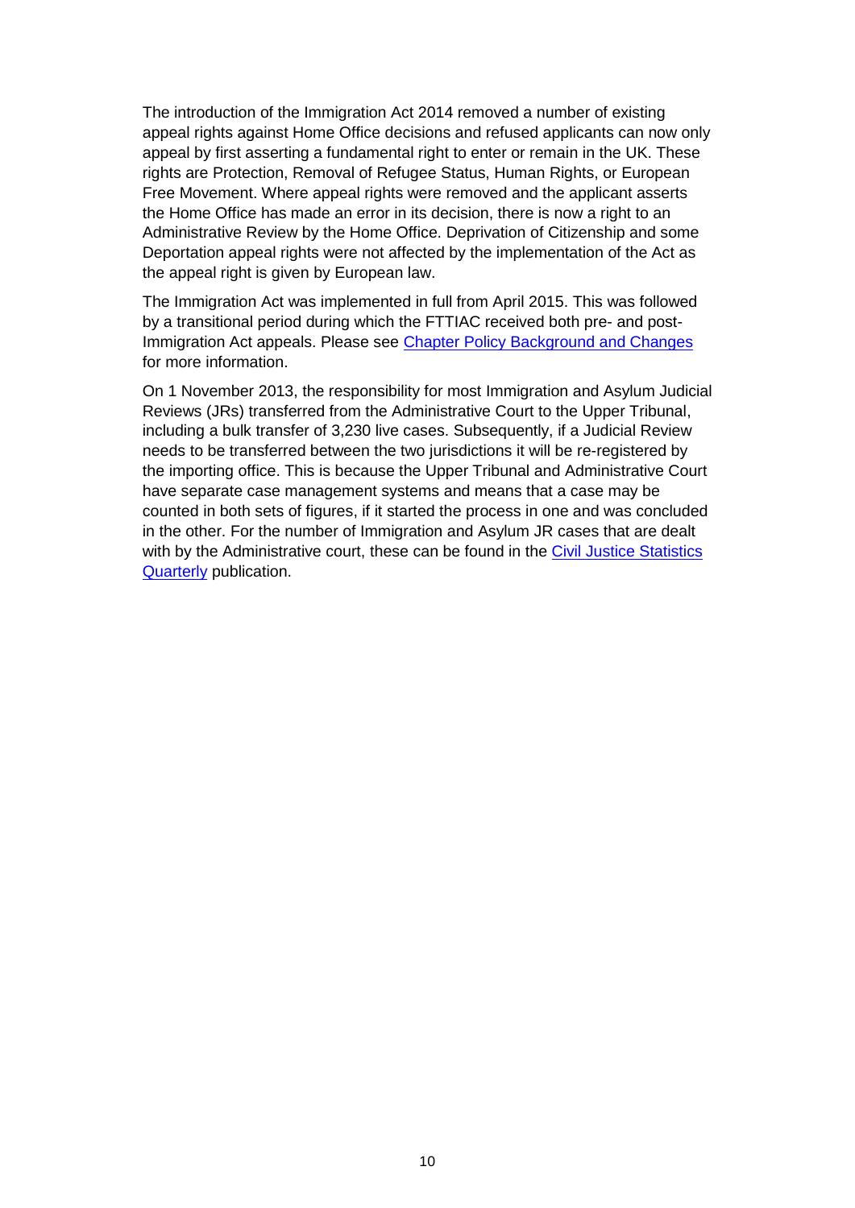The introduction of the Immigration Act 2014 removed a number of existing appeal rights against Home Office decisions and refused applicants can now only appeal by first asserting a fundamental right to enter or remain in the UK. These rights are Protection, Removal of Refugee Status, Human Rights, or European Free Movement. Where appeal rights were removed and the applicant asserts the Home Office has made an error in its decision, there is now a right to an Administrative Review by the Home Office. Deprivation of Citizenship and some Deportation appeal rights were not affected by the implementation of the Act as the appeal right is given by European law.

The Immigration Act was implemented in full from April 2015. This was followed by a transitional period during which the FTTIAC received both pre- and post-Immigration Act appeals. Please see Chapter Policy Background and Changes for more information.

On 1 November 2013, the responsibility for most Immigration and Asylum Judicial Reviews (JRs) transferred from the Administrative Court to the Upper Tribunal, including a bulk transfer of 3,230 live cases. Subsequently, if a Judicial Review needs to be transferred between the two jurisdictions it will be re-registered by the importing office. This is because the Upper Tribunal and Administrative Court have separate case management systems and means that a case may be counted in both sets of figures, if it started the process in one and was concluded in the other. For the number of Immigration and Asylum JR cases that are dealt with by the Administrative court, these can be found in the Civil Justice Statistics Quarterly publication.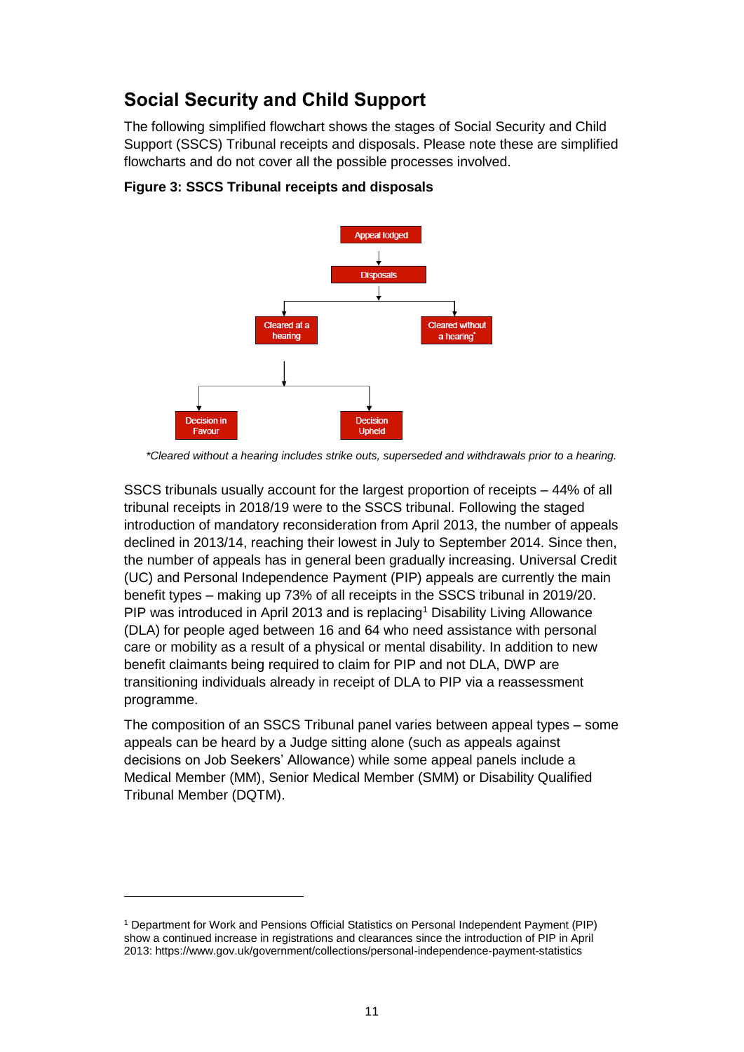## Social Security and Child Support

The following simplified flowchart shows the stages of Social Security and Child Support (SSCS) Tribunal receipts and disposals. Please note these are simplified flowcharts and do not cover all the possible processes involved.

**Figure 3: SSCS Tribunal receipts and disposals**

Appeal lodged

Disposals

Cleared at a hearing

Cleared without a hearing*

Decision in Favour

Decision Upheld

*\*Cleared without a hearing includes strike outs, superseded and withdrawals prior to a hearing.*

SSCS tribunals usually account for the largest proportion of receipts – 44% of all tribunal receipts in 2018/19 were to the SSCS tribunal. Following the staged introduction of mandatory reconsideration from April 2013, the number of appeals declined in 2013/14, reaching their lowest in July to September 2014. Since then, the number of appeals has in general been gradually increasing. Universal Credit (UC) and Personal Independence Payment (PIP) appeals are currently the main benefit types – making up 73% of all receipts in the SSCS tribunal in 2019/20. PIP was introduced in April 2013 and is replacing[1] Disability Living Allowance (DLA) for people aged between 16 and 64 who need assistance with personal care or mobility as a result of a physical or mental disability. In addition to new benefit claimants being required to claim for PIP and not DLA, DWP are transitioning individuals already in receipt of DLA to PIP via a reassessment programme.

The composition of an SSCS Tribunal panel varies between appeal types – some appeals can be heard by a Judge sitting alone (such as appeals against decisions on Job Seekers' Allowance) while some appeal panels include a Medical Member (MM), Senior Medical Member (SMM) or Disability Qualified Tribunal Member (DQTM).

[1] Department for Work and Pensions Official Statistics on Personal Independent Payment (PIP) show a continued increase in registrations and clearances since the introduction of PIP in April 2013: https://www.gov.uk/government/collections/personal-independence-payment-statistics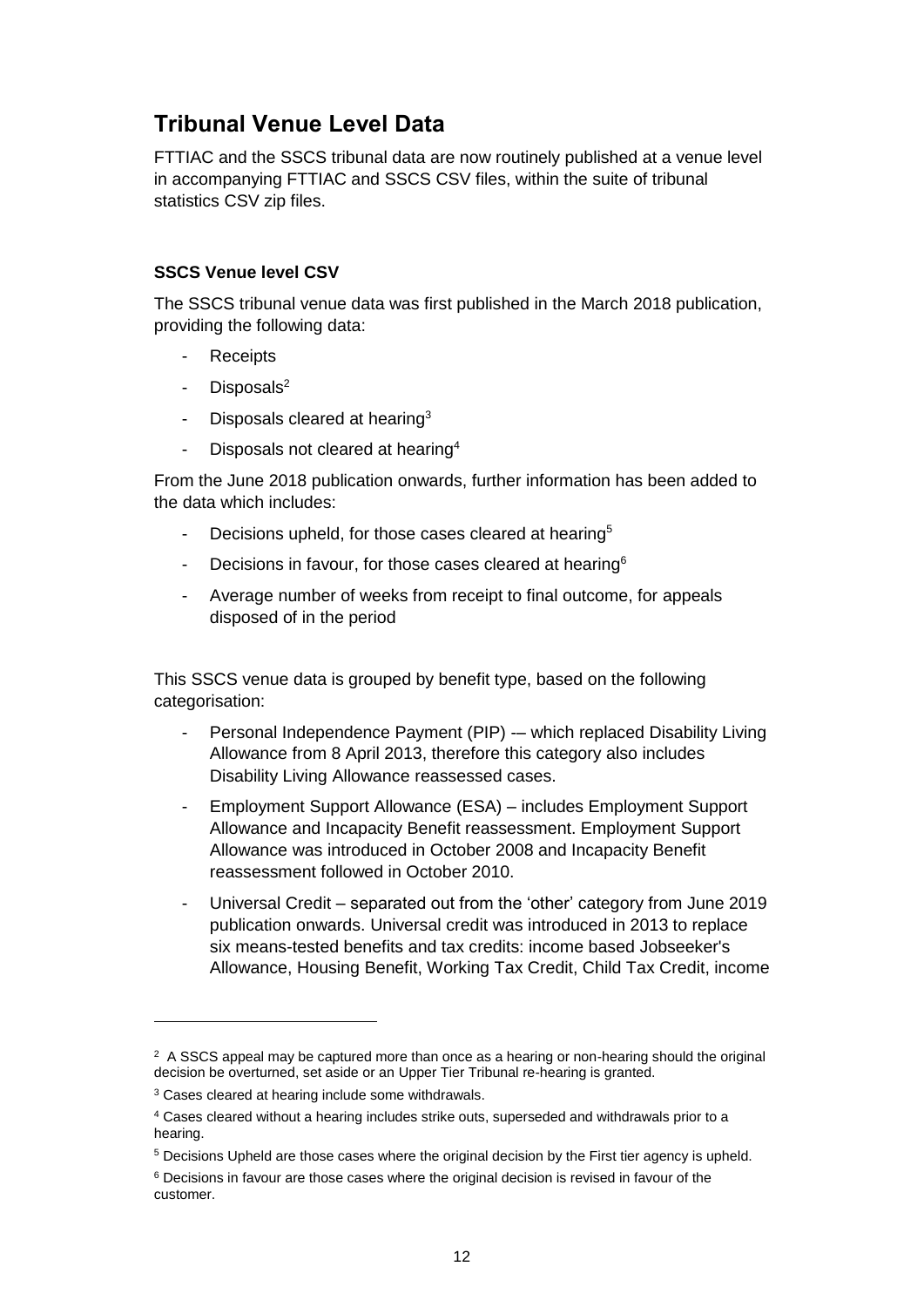## Tribunal Venue Level Data

FTTIAC and the SSCS tribunal data are now routinely published at a venue level in accompanying FTTIAC and SSCS CSV files, within the suite of tribunal statistics CSV zip files.

### SSCS Venue level CSV

The SSCS tribunal venue data was first published in the March 2018 publication, providing the following data:

- Receipts
- Disposals[2]
- Disposals cleared at hearing[3]
- Disposals not cleared at hearing[4]

From the June 2018 publication onwards, further information has been added to the data which includes:

- Decisions upheld, for those cases cleared at hearing[5]
- Decisions in favour, for those cases cleared at hearing[6]
- Average number of weeks from receipt to final outcome, for appeals disposed of in the period

This SSCS venue data is grouped by benefit type, based on the following categorisation:

- Personal Independence Payment (PIP) -– which replaced Disability Living Allowance from 8 April 2013, therefore this category also includes Disability Living Allowance reassessed cases.
- Employment Support Allowance (ESA) – includes Employment Support Allowance and Incapacity Benefit reassessment. Employment Support Allowance was introduced in October 2008 and Incapacity Benefit reassessment followed in October 2010.
- Universal Credit – separated out from the 'other' category from June 2019 publication onwards. Universal credit was introduced in 2013 to replace six means-tested benefits and tax credits: income based Jobseeker's Allowance, Housing Benefit, Working Tax Credit, Child Tax Credit, income

---

[2] A SSCS appeal may be captured more than once as a hearing or non-hearing should the original decision be overturned, set aside or an Upper Tier Tribunal re-hearing is granted.

[3] Cases cleared at hearing include some withdrawals.

[4] Cases cleared without a hearing includes strike outs, superseded and withdrawals prior to a hearing.

[5] Decisions Upheld are those cases where the original decision by the First tier agency is upheld.

[6] Decisions in favour are those cases where the original decision is revised in favour of the customer.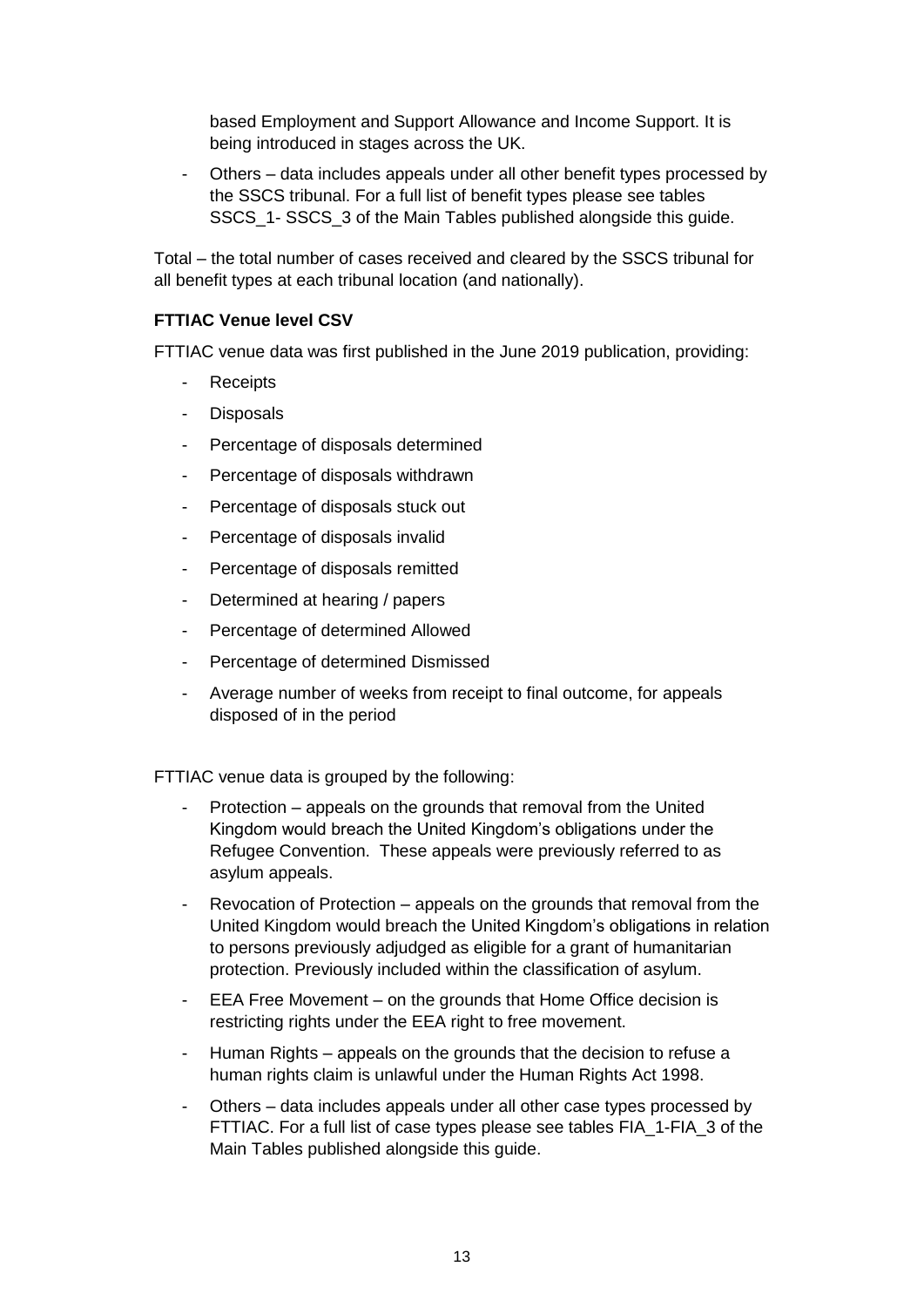based Employment and Support Allowance and Income Support. It is being introduced in stages across the UK.

- Others – data includes appeals under all other benefit types processed by the SSCS tribunal. For a full list of benefit types please see tables SSCS_1- SSCS_3 of the Main Tables published alongside this guide.

Total – the total number of cases received and cleared by the SSCS tribunal for all benefit types at each tribunal location (and nationally).

**FTTIAC Venue level CSV**

FTTIAC venue data was first published in the June 2019 publication, providing:

- Receipts
- Disposals
- Percentage of disposals determined
- Percentage of disposals withdrawn
- Percentage of disposals stuck out
- Percentage of disposals invalid
- Percentage of disposals remitted
- Determined at hearing / papers
- Percentage of determined Allowed
- Percentage of determined Dismissed
- Average number of weeks from receipt to final outcome, for appeals disposed of in the period

FTTIAC venue data is grouped by the following:

- Protection – appeals on the grounds that removal from the United Kingdom would breach the United Kingdom's obligations under the Refugee Convention. These appeals were previously referred to as asylum appeals.
- Revocation of Protection – appeals on the grounds that removal from the United Kingdom would breach the United Kingdom's obligations in relation to persons previously adjudged as eligible for a grant of humanitarian protection. Previously included within the classification of asylum.
- EEA Free Movement – on the grounds that Home Office decision is restricting rights under the EEA right to free movement.
- Human Rights – appeals on the grounds that the decision to refuse a human rights claim is unlawful under the Human Rights Act 1998.
- Others – data includes appeals under all other case types processed by FTTIAC. For a full list of case types please see tables FIA_1-FIA_3 of the Main Tables published alongside this guide.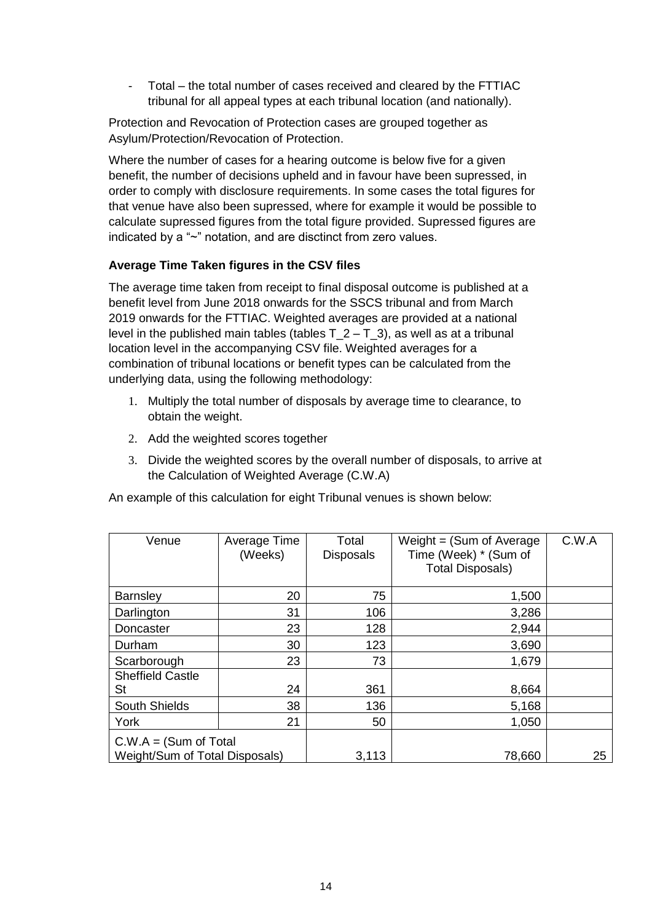- Total – the total number of cases received and cleared by the FTTIAC tribunal for all appeal types at each tribunal location (and nationally).

Protection and Revocation of Protection cases are grouped together as Asylum/Protection/Revocation of Protection.

Where the number of cases for a hearing outcome is below five for a given benefit, the number of decisions upheld and in favour have been supressed, in order to comply with disclosure requirements. In some cases the total figures for that venue have also been supressed, where for example it would be possible to calculate supressed figures from the total figure provided. Supressed figures are indicated by a "~" notation, and are disctinct from zero values.

**Average Time Taken figures in the CSV files**

The average time taken from receipt to final disposal outcome is published at a benefit level from June 2018 onwards for the SSCS tribunal and from March 2019 onwards for the FTTIAC. Weighted averages are provided at a national level in the published main tables (tables T_2 – T_3), as well as at a tribunal location level in the accompanying CSV file. Weighted averages for a combination of tribunal locations or benefit types can be calculated from the underlying data, using the following methodology:

1. Multiply the total number of disposals by average time to clearance, to obtain the weight.
2. Add the weighted scores together
3. Divide the weighted scores by the overall number of disposals, to arrive at the Calculation of Weighted Average (C.W.A)

An example of this calculation for eight Tribunal venues is shown below:

| Venue | Average Time (Weeks) | Total Disposals | Weight = (Sum of Average Time (Week) * (Sum of Total Disposals) | C.W.A |
|---|---|---|---|---|
| Barnsley | 20 | 75 | 1,500 | |
| Darlington | 31 | 106 | 3,286 | |
| Doncaster | 23 | 128 | 2,944 | |
| Durham | 30 | 123 | 3,690 | |
| Scarborough | 23 | 73 | 1,679 | |
| Sheffield Castle St | 24 | 361 | 8,664 | |
| South Shields | 38 | 136 | 5,168 | |
| York | 21 | 50 | 1,050 | |
| C.W.A = (Sum of Total Weight/Sum of Total Disposals) | | 3,113 | 78,660 | 25 |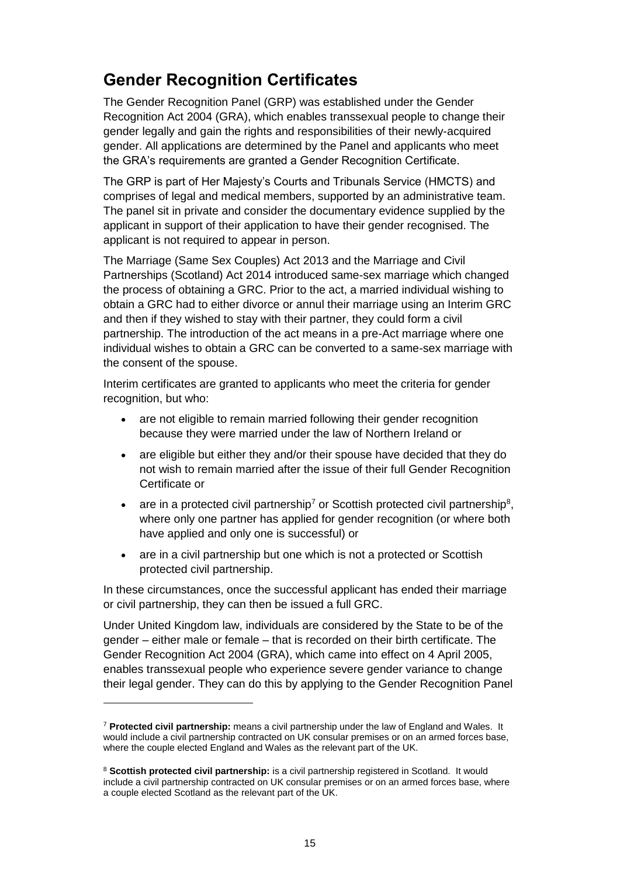## Gender Recognition Certificates

The Gender Recognition Panel (GRP) was established under the Gender Recognition Act 2004 (GRA), which enables transsexual people to change their gender legally and gain the rights and responsibilities of their newly-acquired gender. All applications are determined by the Panel and applicants who meet the GRA's requirements are granted a Gender Recognition Certificate.

The GRP is part of Her Majesty's Courts and Tribunals Service (HMCTS) and comprises of legal and medical members, supported by an administrative team. The panel sit in private and consider the documentary evidence supplied by the applicant in support of their application to have their gender recognised. The applicant is not required to appear in person.

The Marriage (Same Sex Couples) Act 2013 and the Marriage and Civil Partnerships (Scotland) Act 2014 introduced same-sex marriage which changed the process of obtaining a GRC. Prior to the act, a married individual wishing to obtain a GRC had to either divorce or annul their marriage using an Interim GRC and then if they wished to stay with their partner, they could form a civil partnership. The introduction of the act means in a pre-Act marriage where one individual wishes to obtain a GRC can be converted to a same-sex marriage with the consent of the spouse.

Interim certificates are granted to applicants who meet the criteria for gender recognition, but who:

- are not eligible to remain married following their gender recognition because they were married under the law of Northern Ireland or
- are eligible but either they and/or their spouse have decided that they do not wish to remain married after the issue of their full Gender Recognition Certificate or
- are in a protected civil partnership[7] or Scottish protected civil partnership[8], where only one partner has applied for gender recognition (or where both have applied and only one is successful) or
- are in a civil partnership but one which is not a protected or Scottish protected civil partnership.

In these circumstances, once the successful applicant has ended their marriage or civil partnership, they can then be issued a full GRC.

Under United Kingdom law, individuals are considered by the State to be of the gender – either male or female – that is recorded on their birth certificate. The Gender Recognition Act 2004 (GRA), which came into effect on 4 April 2005, enables transsexual people who experience severe gender variance to change their legal gender. They can do this by applying to the Gender Recognition Panel

---

[7] **Protected civil partnership:** means a civil partnership under the law of England and Wales. It would include a civil partnership contracted on UK consular premises or on an armed forces base, where the couple elected England and Wales as the relevant part of the UK.

[8] **Scottish protected civil partnership:** is a civil partnership registered in Scotland. It would include a civil partnership contracted on UK consular premises or on an armed forces base, where a couple elected Scotland as the relevant part of the UK.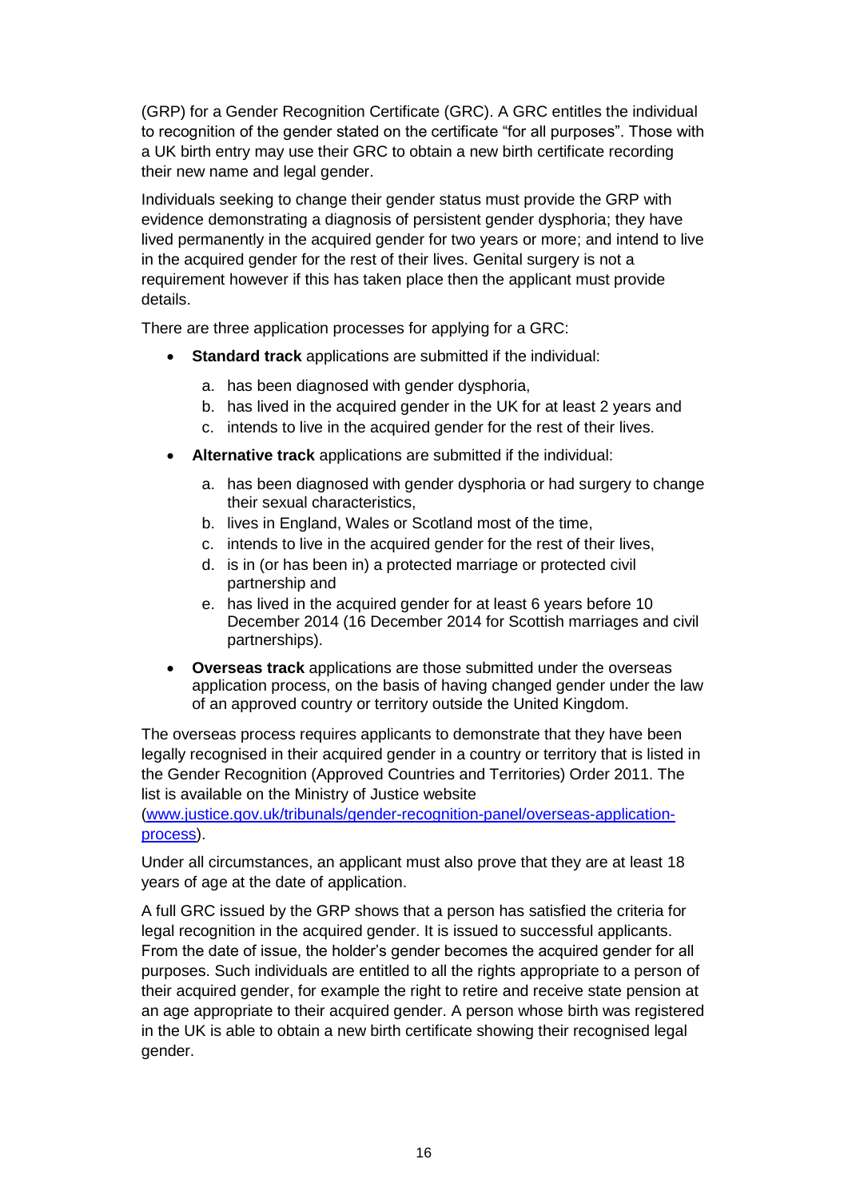(GRP) for a Gender Recognition Certificate (GRC). A GRC entitles the individual to recognition of the gender stated on the certificate "for all purposes". Those with a UK birth entry may use their GRC to obtain a new birth certificate recording their new name and legal gender.

Individuals seeking to change their gender status must provide the GRP with evidence demonstrating a diagnosis of persistent gender dysphoria; they have lived permanently in the acquired gender for two years or more; and intend to live in the acquired gender for the rest of their lives. Genital surgery is not a requirement however if this has taken place then the applicant must provide details.

There are three application processes for applying for a GRC:

- **Standard track** applications are submitted if the individual:
  a. has been diagnosed with gender dysphoria,
  b. has lived in the acquired gender in the UK for at least 2 years and
  c. intends to live in the acquired gender for the rest of their lives.
- **Alternative track** applications are submitted if the individual:
  a. has been diagnosed with gender dysphoria or had surgery to change their sexual characteristics,
  b. lives in England, Wales or Scotland most of the time,
  c. intends to live in the acquired gender for the rest of their lives,
  d. is in (or has been in) a protected marriage or protected civil partnership and
  e. has lived in the acquired gender for at least 6 years before 10 December 2014 (16 December 2014 for Scottish marriages and civil partnerships).
- **Overseas track** applications are those submitted under the overseas application process, on the basis of having changed gender under the law of an approved country or territory outside the United Kingdom.

The overseas process requires applicants to demonstrate that they have been legally recognised in their acquired gender in a country or territory that is listed in the Gender Recognition (Approved Countries and Territories) Order 2011. The list is available on the Ministry of Justice website (www.justice.gov.uk/tribunals/gender-recognition-panel/overseas-application-process).

Under all circumstances, an applicant must also prove that they are at least 18 years of age at the date of application.

A full GRC issued by the GRP shows that a person has satisfied the criteria for legal recognition in the acquired gender. It is issued to successful applicants. From the date of issue, the holder's gender becomes the acquired gender for all purposes. Such individuals are entitled to all the rights appropriate to a person of their acquired gender, for example the right to retire and receive state pension at an age appropriate to their acquired gender. A person whose birth was registered in the UK is able to obtain a new birth certificate showing their recognised legal gender.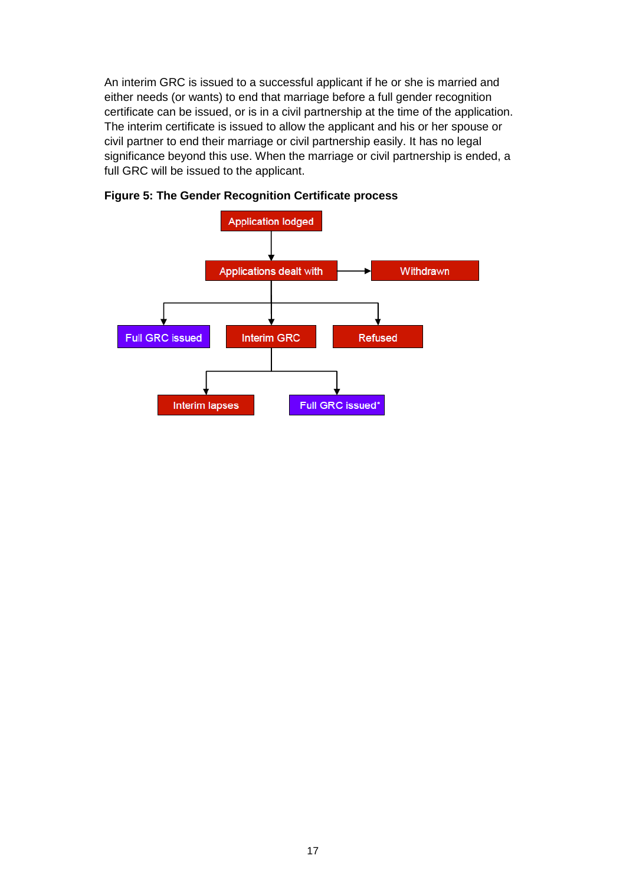An interim GRC is issued to a successful applicant if he or she is married and either needs (or wants) to end that marriage before a full gender recognition certificate can be issued, or is in a civil partnership at the time of the application. The interim certificate is issued to allow the applicant and his or her spouse or civil partner to end their marriage or civil partnership easily. It has no legal significance beyond this use. When the marriage or civil partnership is ended, a full GRC will be issued to the applicant.

**Figure 5: The Gender Recognition Certificate process**

Application lodged

Applications dealt with

Withdrawn

Full GRC issued

Interim GRC

Refused

Interim lapses

Full GRC issued*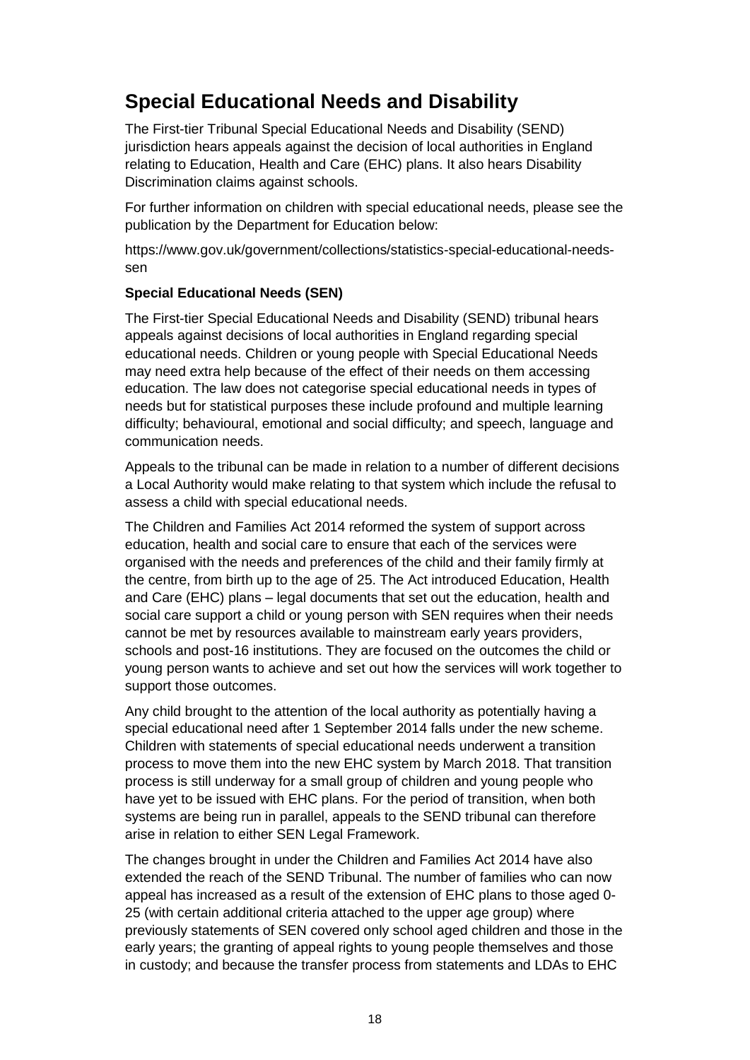## Special Educational Needs and Disability

The First-tier Tribunal Special Educational Needs and Disability (SEND) jurisdiction hears appeals against the decision of local authorities in England relating to Education, Health and Care (EHC) plans. It also hears Disability Discrimination claims against schools.

For further information on children with special educational needs, please see the publication by the Department for Education below:

https://www.gov.uk/government/collections/statistics-special-educational-needs-sen

### Special Educational Needs (SEN)

The First-tier Special Educational Needs and Disability (SEND) tribunal hears appeals against decisions of local authorities in England regarding special educational needs. Children or young people with Special Educational Needs may need extra help because of the effect of their needs on them accessing education. The law does not categorise special educational needs in types of needs but for statistical purposes these include profound and multiple learning difficulty; behavioural, emotional and social difficulty; and speech, language and communication needs.

Appeals to the tribunal can be made in relation to a number of different decisions a Local Authority would make relating to that system which include the refusal to assess a child with special educational needs.

The Children and Families Act 2014 reformed the system of support across education, health and social care to ensure that each of the services were organised with the needs and preferences of the child and their family firmly at the centre, from birth up to the age of 25. The Act introduced Education, Health and Care (EHC) plans – legal documents that set out the education, health and social care support a child or young person with SEN requires when their needs cannot be met by resources available to mainstream early years providers, schools and post-16 institutions. They are focused on the outcomes the child or young person wants to achieve and set out how the services will work together to support those outcomes.

Any child brought to the attention of the local authority as potentially having a special educational need after 1 September 2014 falls under the new scheme. Children with statements of special educational needs underwent a transition process to move them into the new EHC system by March 2018. That transition process is still underway for a small group of children and young people who have yet to be issued with EHC plans. For the period of transition, when both systems are being run in parallel, appeals to the SEND tribunal can therefore arise in relation to either SEN Legal Framework.

The changes brought in under the Children and Families Act 2014 have also extended the reach of the SEND Tribunal. The number of families who can now appeal has increased as a result of the extension of EHC plans to those aged 0-25 (with certain additional criteria attached to the upper age group) where previously statements of SEN covered only school aged children and those in the early years; the granting of appeal rights to young people themselves and those in custody; and because the transfer process from statements and LDAs to EHC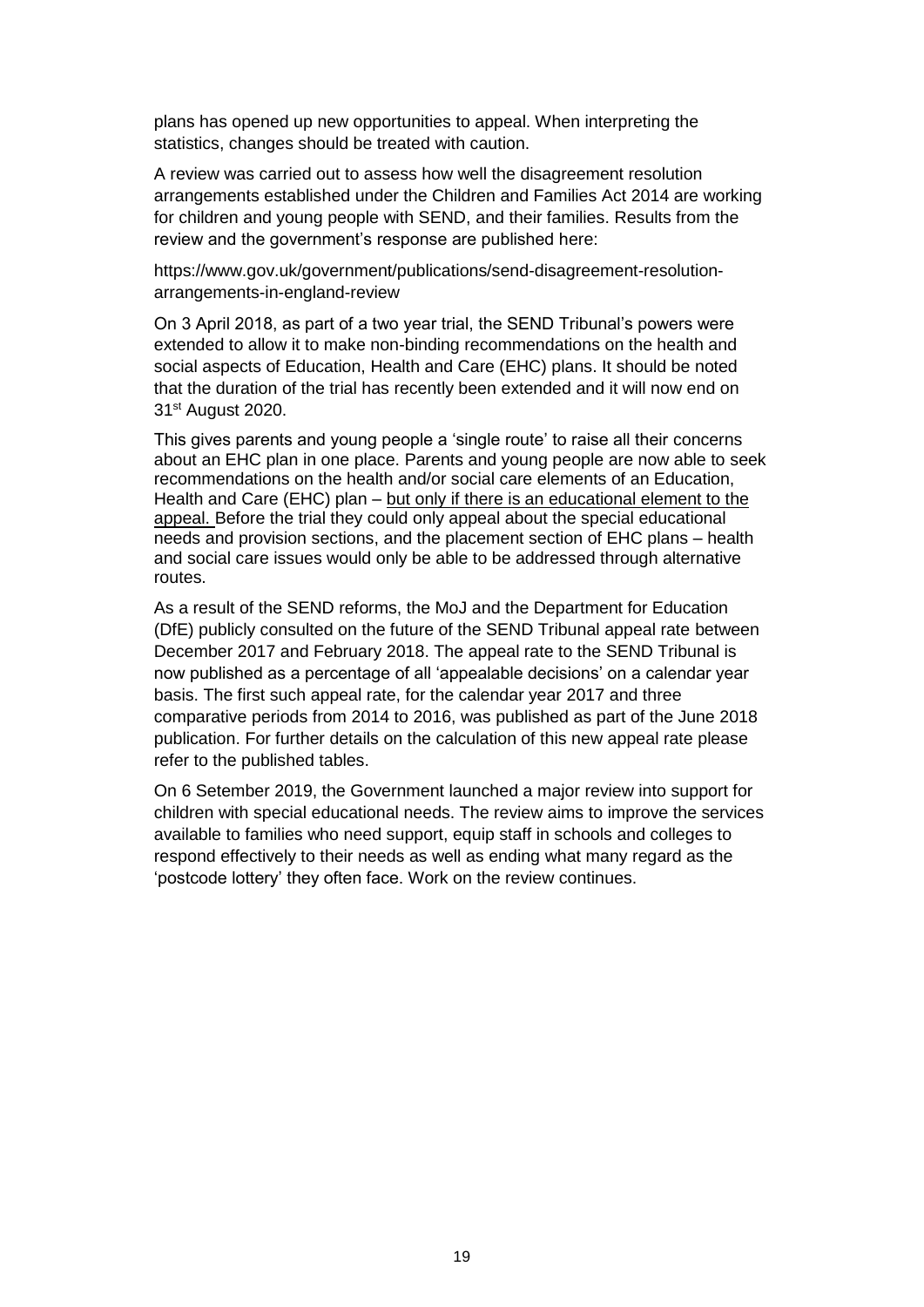plans has opened up new opportunities to appeal. When interpreting the statistics, changes should be treated with caution.

A review was carried out to assess how well the disagreement resolution arrangements established under the Children and Families Act 2014 are working for children and young people with SEND, and their families. Results from the review and the government's response are published here:

https://www.gov.uk/government/publications/send-disagreement-resolution-arrangements-in-england-review

On 3 April 2018, as part of a two year trial, the SEND Tribunal's powers were extended to allow it to make non-binding recommendations on the health and social aspects of Education, Health and Care (EHC) plans. It should be noted that the duration of the trial has recently been extended and it will now end on 31st August 2020.

This gives parents and young people a 'single route' to raise all their concerns about an EHC plan in one place. Parents and young people are now able to seek recommendations on the health and/or social care elements of an Education, Health and Care (EHC) plan – <u>but only if there is an educational element to the appeal.</u> Before the trial they could only appeal about the special educational needs and provision sections, and the placement section of EHC plans – health and social care issues would only be able to be addressed through alternative routes.

As a result of the SEND reforms, the MoJ and the Department for Education (DfE) publicly consulted on the future of the SEND Tribunal appeal rate between December 2017 and February 2018. The appeal rate to the SEND Tribunal is now published as a percentage of all 'appealable decisions' on a calendar year basis. The first such appeal rate, for the calendar year 2017 and three comparative periods from 2014 to 2016, was published as part of the June 2018 publication. For further details on the calculation of this new appeal rate please refer to the published tables.

On 6 Setember 2019, the Government launched a major review into support for children with special educational needs. The review aims to improve the services available to families who need support, equip staff in schools and colleges to respond effectively to their needs as well as ending what many regard as the 'postcode lottery' they often face. Work on the review continues.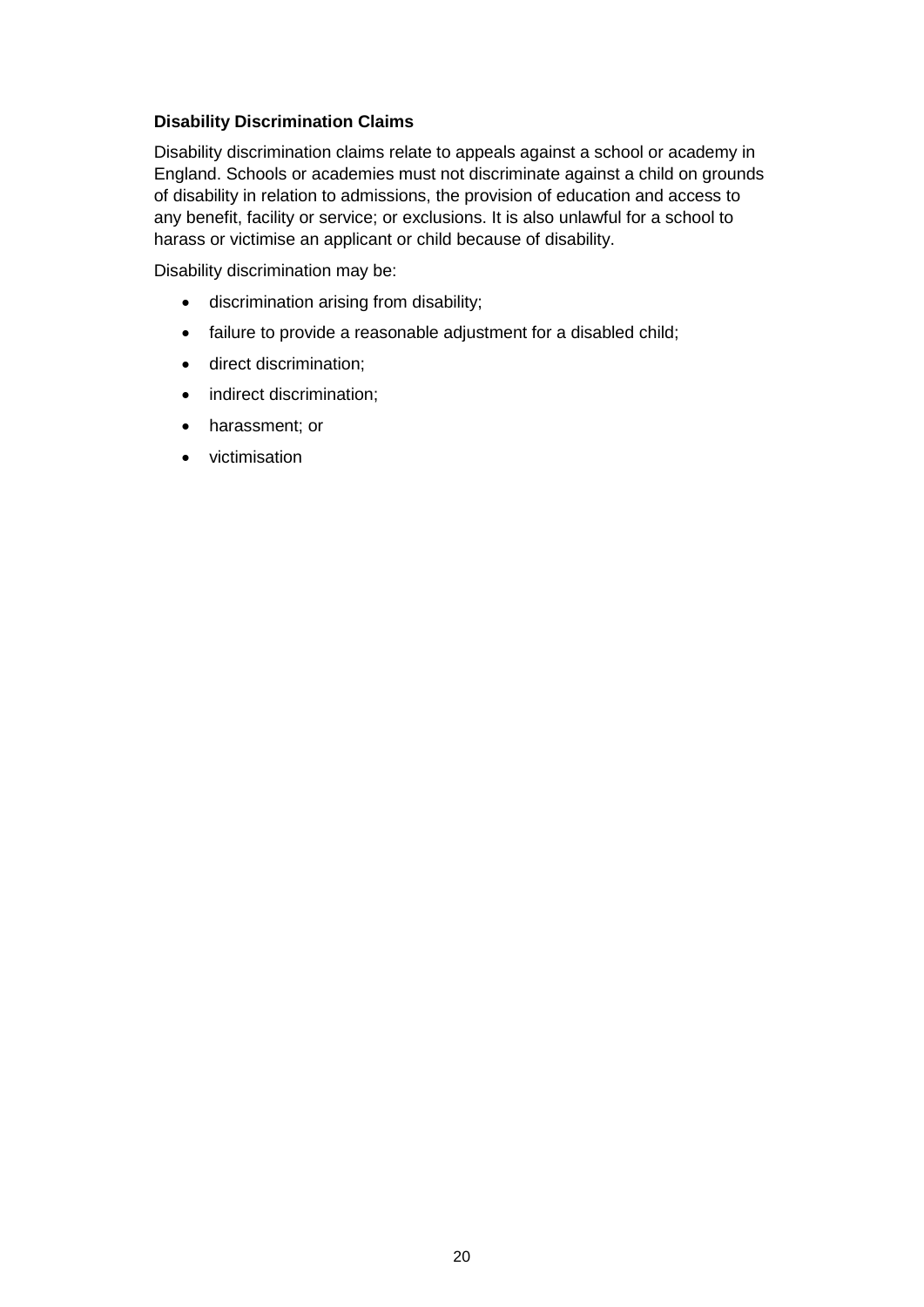**Disability Discrimination Claims**

Disability discrimination claims relate to appeals against a school or academy in England. Schools or academies must not discriminate against a child on grounds of disability in relation to admissions, the provision of education and access to any benefit, facility or service; or exclusions. It is also unlawful for a school to harass or victimise an applicant or child because of disability.

Disability discrimination may be:

- discrimination arising from disability;
- failure to provide a reasonable adjustment for a disabled child;
- direct discrimination;
- indirect discrimination;
- harassment; or
- victimisation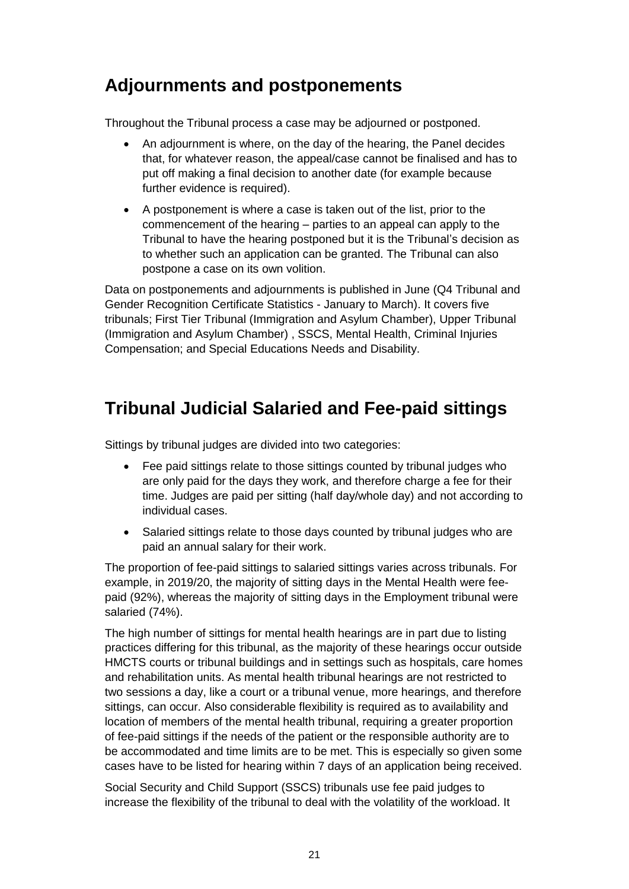## Adjournments and postponements

Throughout the Tribunal process a case may be adjourned or postponed.

- An adjournment is where, on the day of the hearing, the Panel decides that, for whatever reason, the appeal/case cannot be finalised and has to put off making a final decision to another date (for example because further evidence is required).
- A postponement is where a case is taken out of the list, prior to the commencement of the hearing – parties to an appeal can apply to the Tribunal to have the hearing postponed but it is the Tribunal's decision as to whether such an application can be granted. The Tribunal can also postpone a case on its own volition.

Data on postponements and adjournments is published in June (Q4 Tribunal and Gender Recognition Certificate Statistics - January to March). It covers five tribunals; First Tier Tribunal (Immigration and Asylum Chamber), Upper Tribunal (Immigration and Asylum Chamber) , SSCS, Mental Health, Criminal Injuries Compensation; and Special Educations Needs and Disability.

## Tribunal Judicial Salaried and Fee-paid sittings

Sittings by tribunal judges are divided into two categories:

- Fee paid sittings relate to those sittings counted by tribunal judges who are only paid for the days they work, and therefore charge a fee for their time. Judges are paid per sitting (half day/whole day) and not according to individual cases.
- Salaried sittings relate to those days counted by tribunal judges who are paid an annual salary for their work.

The proportion of fee-paid sittings to salaried sittings varies across tribunals. For example, in 2019/20, the majority of sitting days in the Mental Health were fee-paid (92%), whereas the majority of sitting days in the Employment tribunal were salaried (74%).

The high number of sittings for mental health hearings are in part due to listing practices differing for this tribunal, as the majority of these hearings occur outside HMCTS courts or tribunal buildings and in settings such as hospitals, care homes and rehabilitation units. As mental health tribunal hearings are not restricted to two sessions a day, like a court or a tribunal venue, more hearings, and therefore sittings, can occur. Also considerable flexibility is required as to availability and location of members of the mental health tribunal, requiring a greater proportion of fee-paid sittings if the needs of the patient or the responsible authority are to be accommodated and time limits are to be met. This is especially so given some cases have to be listed for hearing within 7 days of an application being received.

Social Security and Child Support (SSCS) tribunals use fee paid judges to increase the flexibility of the tribunal to deal with the volatility of the workload. It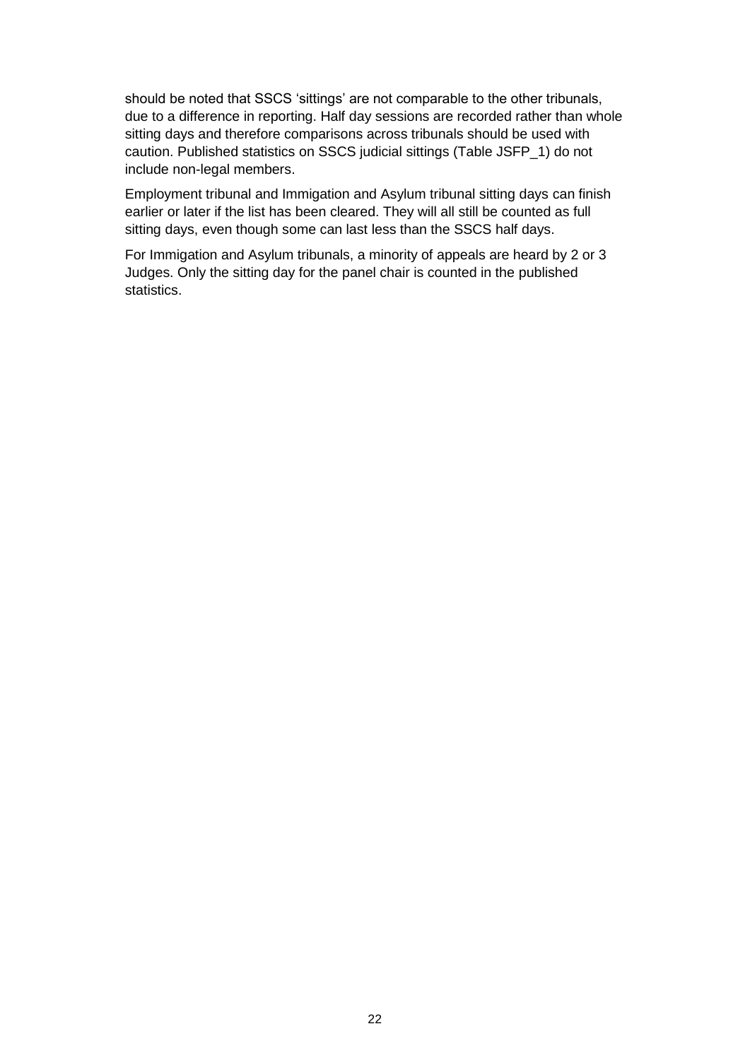should be noted that SSCS 'sittings' are not comparable to the other tribunals, due to a difference in reporting. Half day sessions are recorded rather than whole sitting days and therefore comparisons across tribunals should be used with caution. Published statistics on SSCS judicial sittings (Table JSFP_1) do not include non-legal members.

Employment tribunal and Immigation and Asylum tribunal sitting days can finish earlier or later if the list has been cleared. They will all still be counted as full sitting days, even though some can last less than the SSCS half days.

For Immigation and Asylum tribunals, a minority of appeals are heard by 2 or 3 Judges. Only the sitting day for the panel chair is counted in the published statistics.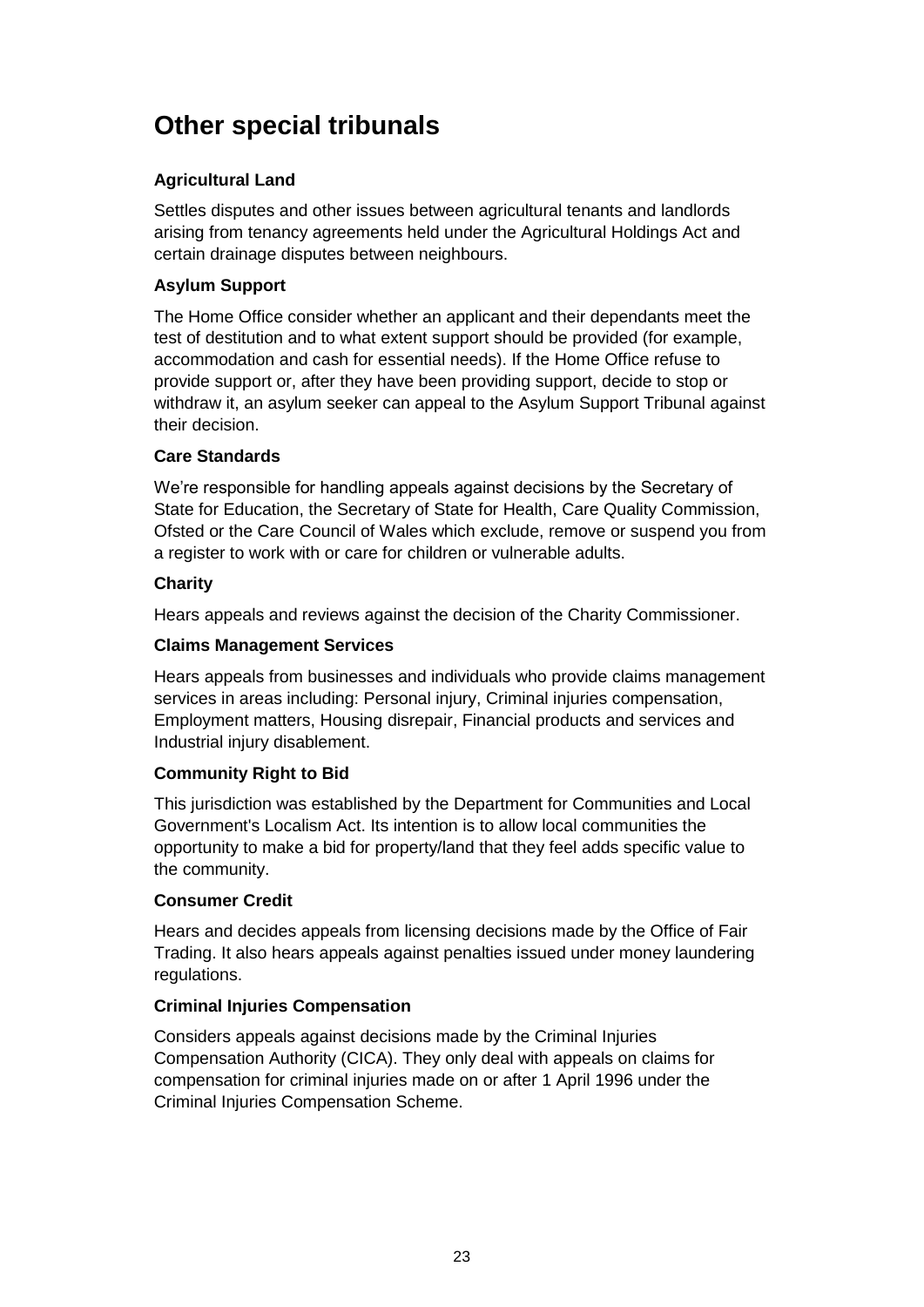# Other special tribunals

### Agricultural Land

Settles disputes and other issues between agricultural tenants and landlords arising from tenancy agreements held under the Agricultural Holdings Act and certain drainage disputes between neighbours.

### Asylum Support

The Home Office consider whether an applicant and their dependants meet the test of destitution and to what extent support should be provided (for example, accommodation and cash for essential needs). If the Home Office refuse to provide support or, after they have been providing support, decide to stop or withdraw it, an asylum seeker can appeal to the Asylum Support Tribunal against their decision.

### Care Standards

We're responsible for handling appeals against decisions by the Secretary of State for Education, the Secretary of State for Health, Care Quality Commission, Ofsted or the Care Council of Wales which exclude, remove or suspend you from a register to work with or care for children or vulnerable adults.

### Charity

Hears appeals and reviews against the decision of the Charity Commissioner.

### Claims Management Services

Hears appeals from businesses and individuals who provide claims management services in areas including: Personal injury, Criminal injuries compensation, Employment matters, Housing disrepair, Financial products and services and Industrial injury disablement.

### Community Right to Bid

This jurisdiction was established by the Department for Communities and Local Government's Localism Act. Its intention is to allow local communities the opportunity to make a bid for property/land that they feel adds specific value to the community.

### Consumer Credit

Hears and decides appeals from licensing decisions made by the Office of Fair Trading. It also hears appeals against penalties issued under money laundering regulations.

### Criminal Injuries Compensation

Considers appeals against decisions made by the Criminal Injuries Compensation Authority (CICA). They only deal with appeals on claims for compensation for criminal injuries made on or after 1 April 1996 under the Criminal Injuries Compensation Scheme.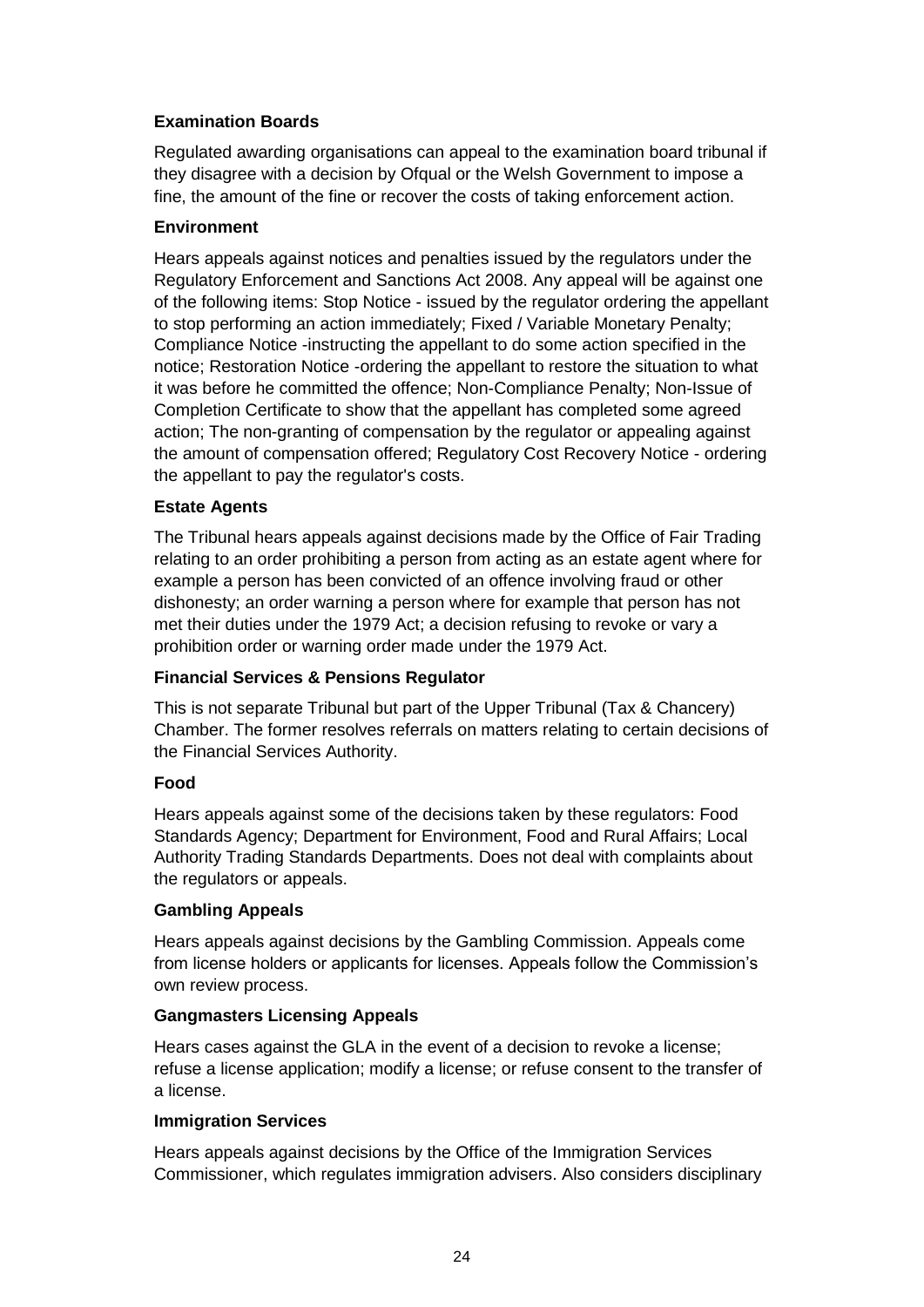**Examination Boards**

Regulated awarding organisations can appeal to the examination board tribunal if they disagree with a decision by Ofqual or the Welsh Government to impose a fine, the amount of the fine or recover the costs of taking enforcement action.

**Environment**

Hears appeals against notices and penalties issued by the regulators under the Regulatory Enforcement and Sanctions Act 2008. Any appeal will be against one of the following items: Stop Notice - issued by the regulator ordering the appellant to stop performing an action immediately; Fixed / Variable Monetary Penalty; Compliance Notice -instructing the appellant to do some action specified in the notice; Restoration Notice -ordering the appellant to restore the situation to what it was before he committed the offence; Non-Compliance Penalty; Non-Issue of Completion Certificate to show that the appellant has completed some agreed action; The non-granting of compensation by the regulator or appealing against the amount of compensation offered; Regulatory Cost Recovery Notice - ordering the appellant to pay the regulator's costs.

**Estate Agents**

The Tribunal hears appeals against decisions made by the Office of Fair Trading relating to an order prohibiting a person from acting as an estate agent where for example a person has been convicted of an offence involving fraud or other dishonesty; an order warning a person where for example that person has not met their duties under the 1979 Act; a decision refusing to revoke or vary a prohibition order or warning order made under the 1979 Act.

**Financial Services & Pensions Regulator**

This is not separate Tribunal but part of the Upper Tribunal (Tax & Chancery) Chamber. The former resolves referrals on matters relating to certain decisions of the Financial Services Authority.

**Food**

Hears appeals against some of the decisions taken by these regulators: Food Standards Agency; Department for Environment, Food and Rural Affairs; Local Authority Trading Standards Departments. Does not deal with complaints about the regulators or appeals.

**Gambling Appeals**

Hears appeals against decisions by the Gambling Commission. Appeals come from license holders or applicants for licenses. Appeals follow the Commission's own review process.

**Gangmasters Licensing Appeals**

Hears cases against the GLA in the event of a decision to revoke a license; refuse a license application; modify a license; or refuse consent to the transfer of a license.

**Immigration Services**

Hears appeals against decisions by the Office of the Immigration Services Commissioner, which regulates immigration advisers. Also considers disciplinary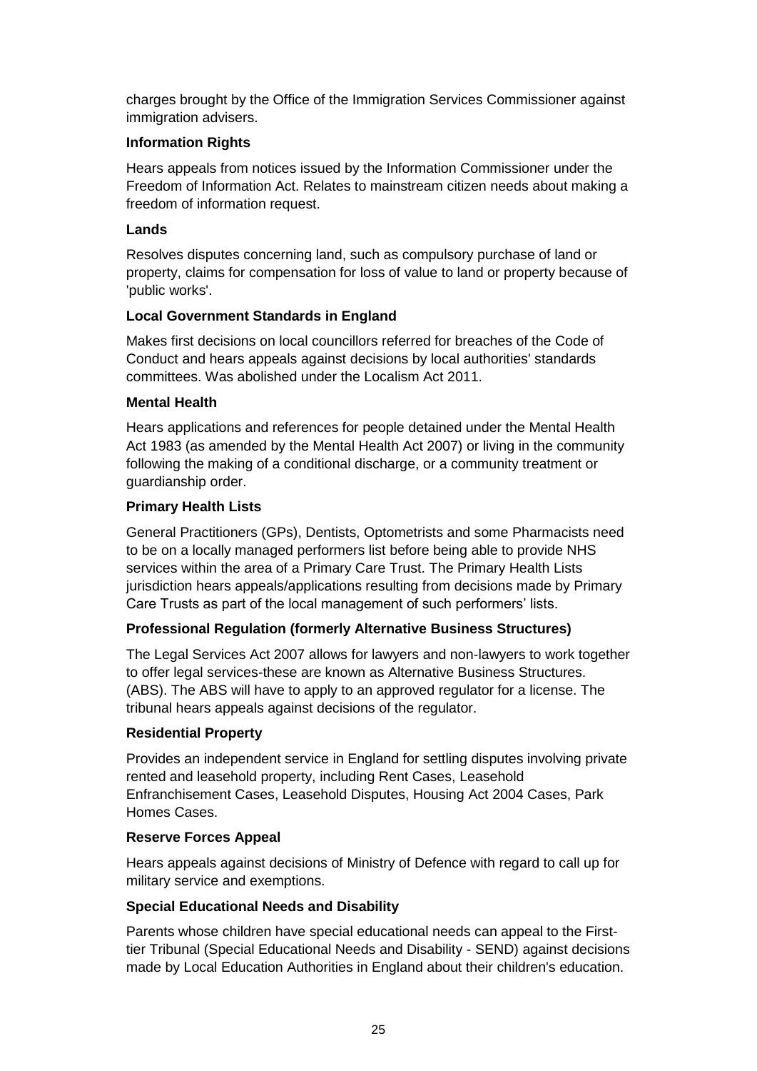charges brought by the Office of the Immigration Services Commissioner against immigration advisers.

**Information Rights**

Hears appeals from notices issued by the Information Commissioner under the Freedom of Information Act. Relates to mainstream citizen needs about making a freedom of information request.

**Lands**

Resolves disputes concerning land, such as compulsory purchase of land or property, claims for compensation for loss of value to land or property because of 'public works'.

**Local Government Standards in England**

Makes first decisions on local councillors referred for breaches of the Code of Conduct and hears appeals against decisions by local authorities' standards committees. Was abolished under the Localism Act 2011.

**Mental Health**

Hears applications and references for people detained under the Mental Health Act 1983 (as amended by the Mental Health Act 2007) or living in the community following the making of a conditional discharge, or a community treatment or guardianship order.

**Primary Health Lists**

General Practitioners (GPs), Dentists, Optometrists and some Pharmacists need to be on a locally managed performers list before being able to provide NHS services within the area of a Primary Care Trust. The Primary Health Lists jurisdiction hears appeals/applications resulting from decisions made by Primary Care Trusts as part of the local management of such performers' lists.

**Professional Regulation (formerly Alternative Business Structures)**

The Legal Services Act 2007 allows for lawyers and non-lawyers to work together to offer legal services-these are known as Alternative Business Structures. (ABS). The ABS will have to apply to an approved regulator for a license. The tribunal hears appeals against decisions of the regulator.

**Residential Property**

Provides an independent service in England for settling disputes involving private rented and leasehold property, including Rent Cases, Leasehold Enfranchisement Cases, Leasehold Disputes, Housing Act 2004 Cases, Park Homes Cases.

**Reserve Forces Appeal**

Hears appeals against decisions of Ministry of Defence with regard to call up for military service and exemptions.

**Special Educational Needs and Disability**

Parents whose children have special educational needs can appeal to the First-tier Tribunal (Special Educational Needs and Disability - SEND) against decisions made by Local Education Authorities in England about their children's education.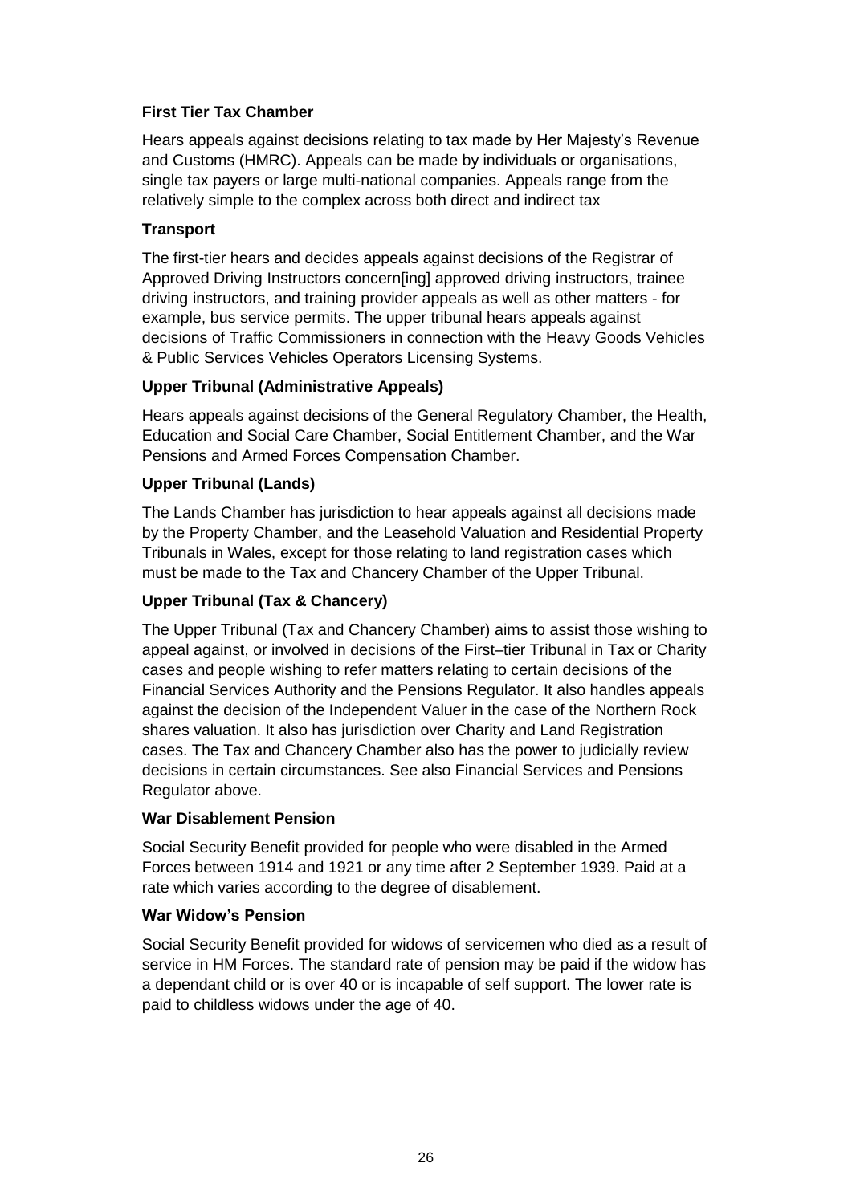**First Tier Tax Chamber**

Hears appeals against decisions relating to tax made by Her Majesty's Revenue and Customs (HMRC). Appeals can be made by individuals or organisations, single tax payers or large multi-national companies. Appeals range from the relatively simple to the complex across both direct and indirect tax

**Transport**

The first-tier hears and decides appeals against decisions of the Registrar of Approved Driving Instructors concern[ing] approved driving instructors, trainee driving instructors, and training provider appeals as well as other matters - for example, bus service permits. The upper tribunal hears appeals against decisions of Traffic Commissioners in connection with the Heavy Goods Vehicles & Public Services Vehicles Operators Licensing Systems.

**Upper Tribunal (Administrative Appeals)**

Hears appeals against decisions of the General Regulatory Chamber, the Health, Education and Social Care Chamber, Social Entitlement Chamber, and the War Pensions and Armed Forces Compensation Chamber.

**Upper Tribunal (Lands)**

The Lands Chamber has jurisdiction to hear appeals against all decisions made by the Property Chamber, and the Leasehold Valuation and Residential Property Tribunals in Wales, except for those relating to land registration cases which must be made to the Tax and Chancery Chamber of the Upper Tribunal.

**Upper Tribunal (Tax & Chancery)**

The Upper Tribunal (Tax and Chancery Chamber) aims to assist those wishing to appeal against, or involved in decisions of the First–tier Tribunal in Tax or Charity cases and people wishing to refer matters relating to certain decisions of the Financial Services Authority and the Pensions Regulator. It also handles appeals against the decision of the Independent Valuer in the case of the Northern Rock shares valuation. It also has jurisdiction over Charity and Land Registration cases. The Tax and Chancery Chamber also has the power to judicially review decisions in certain circumstances. See also Financial Services and Pensions Regulator above.

**War Disablement Pension**

Social Security Benefit provided for people who were disabled in the Armed Forces between 1914 and 1921 or any time after 2 September 1939. Paid at a rate which varies according to the degree of disablement.

**War Widow's Pension**

Social Security Benefit provided for widows of servicemen who died as a result of service in HM Forces. The standard rate of pension may be paid if the widow has a dependant child or is over 40 or is incapable of self support. The lower rate is paid to childless widows under the age of 40.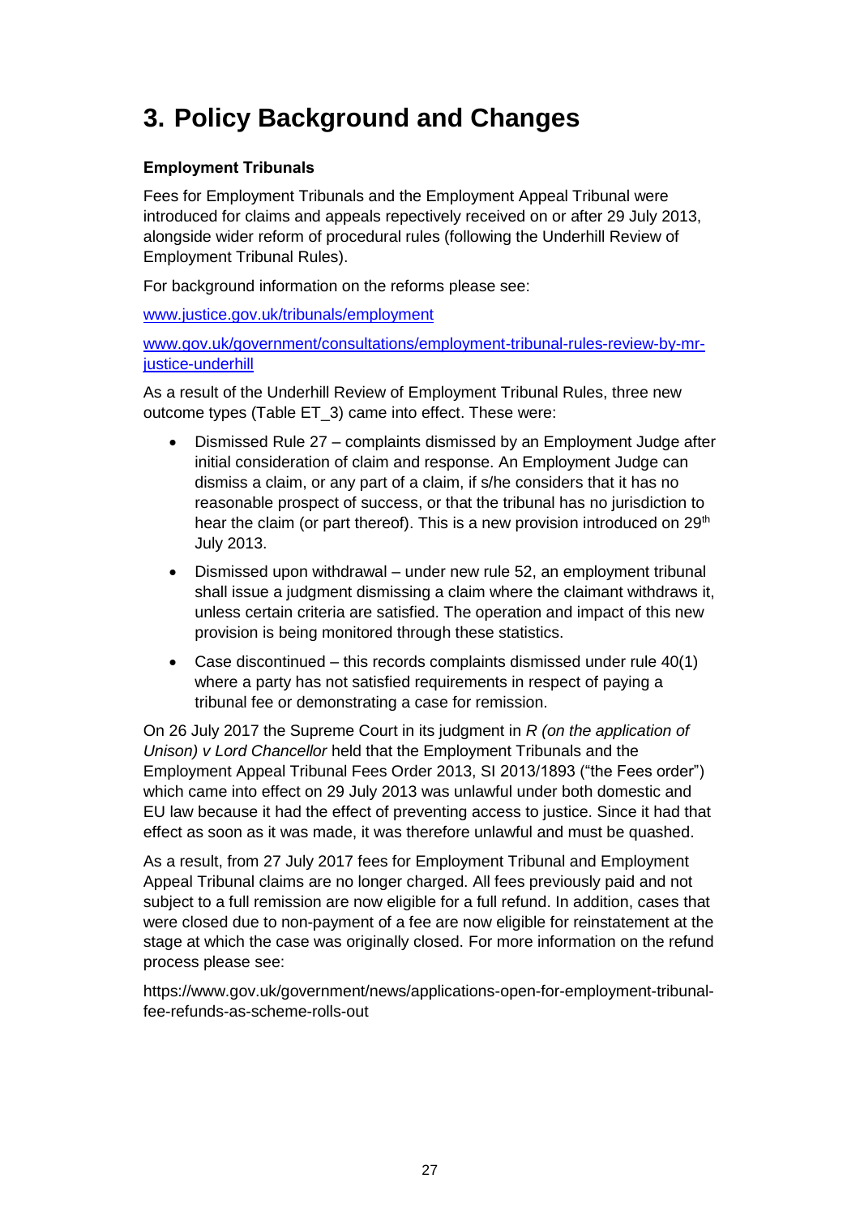# 3. Policy Background and Changes

**Employment Tribunals**

Fees for Employment Tribunals and the Employment Appeal Tribunal were introduced for claims and appeals repectively received on or after 29 July 2013, alongside wider reform of procedural rules (following the Underhill Review of Employment Tribunal Rules).

For background information on the reforms please see:

[www.justice.gov.uk/tribunals/employment](www.justice.gov.uk/tribunals/employment)

[www.gov.uk/government/consultations/employment-tribunal-rules-review-by-mr-justice-underhill](www.gov.uk/government/consultations/employment-tribunal-rules-review-by-mr-justice-underhill)

As a result of the Underhill Review of Employment Tribunal Rules, three new outcome types (Table ET_3) came into effect. These were:

- Dismissed Rule 27 – complaints dismissed by an Employment Judge after initial consideration of claim and response. An Employment Judge can dismiss a claim, or any part of a claim, if s/he considers that it has no reasonable prospect of success, or that the tribunal has no jurisdiction to hear the claim (or part thereof). This is a new provision introduced on 29th July 2013.
- Dismissed upon withdrawal – under new rule 52, an employment tribunal shall issue a judgment dismissing a claim where the claimant withdraws it, unless certain criteria are satisfied. The operation and impact of this new provision is being monitored through these statistics.
- Case discontinued – this records complaints dismissed under rule 40(1) where a party has not satisfied requirements in respect of paying a tribunal fee or demonstrating a case for remission.

On 26 July 2017 the Supreme Court in its judgment in *R (on the application of Unison) v Lord Chancellor* held that the Employment Tribunals and the Employment Appeal Tribunal Fees Order 2013, SI 2013/1893 ("the Fees order") which came into effect on 29 July 2013 was unlawful under both domestic and EU law because it had the effect of preventing access to justice. Since it had that effect as soon as it was made, it was therefore unlawful and must be quashed.

As a result, from 27 July 2017 fees for Employment Tribunal and Employment Appeal Tribunal claims are no longer charged. All fees previously paid and not subject to a full remission are now eligible for a full refund. In addition, cases that were closed due to non-payment of a fee are now eligible for reinstatement at the stage at which the case was originally closed. For more information on the refund process please see:

https://www.gov.uk/government/news/applications-open-for-employment-tribunal-fee-refunds-as-scheme-rolls-out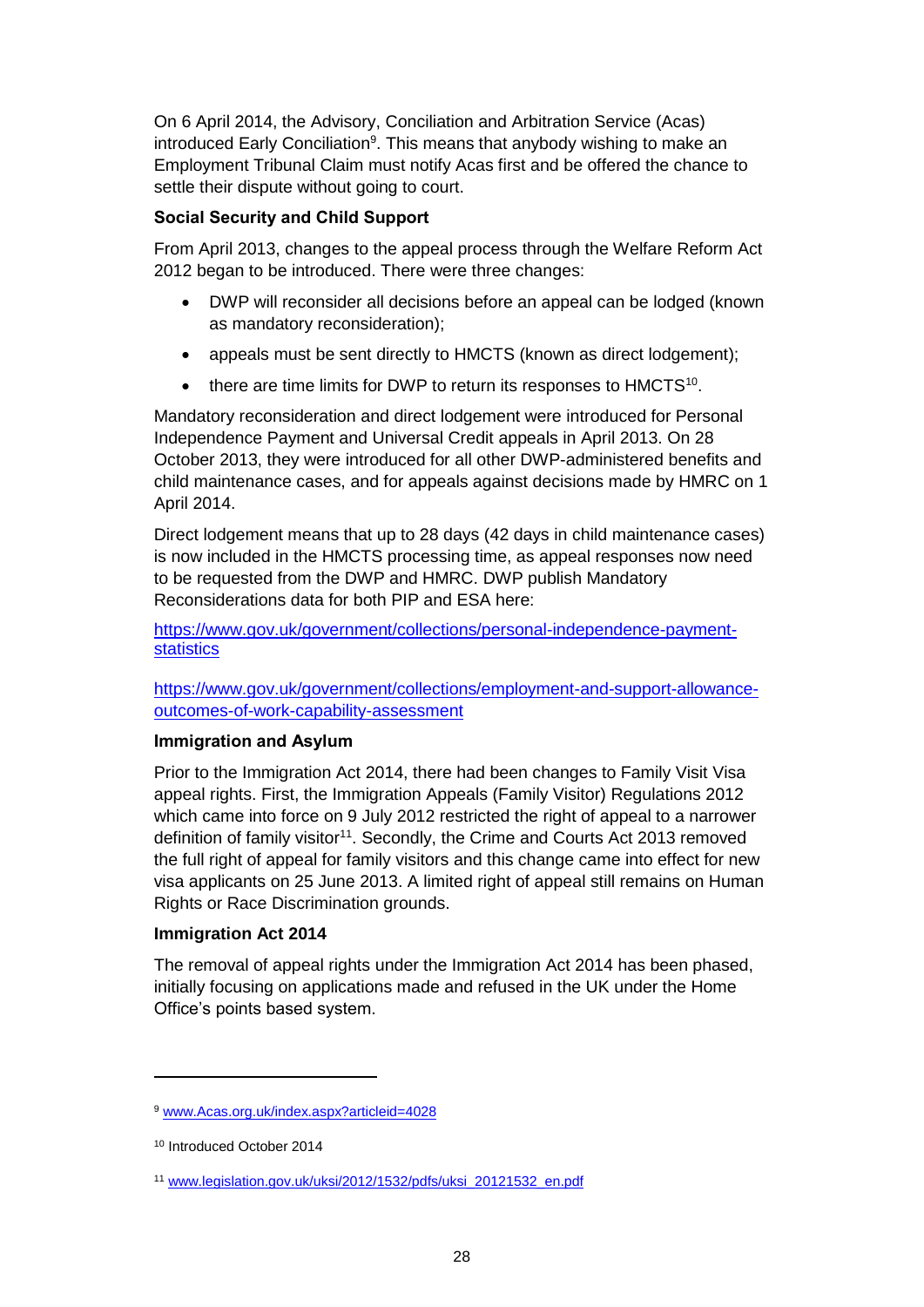On 6 April 2014, the Advisory, Conciliation and Arbitration Service (Acas) introduced Early Conciliation[9]. This means that anybody wishing to make an Employment Tribunal Claim must notify Acas first and be offered the chance to settle their dispute without going to court.

### Social Security and Child Support

From April 2013, changes to the appeal process through the Welfare Reform Act 2012 began to be introduced. There were three changes:

- DWP will reconsider all decisions before an appeal can be lodged (known as mandatory reconsideration);
- appeals must be sent directly to HMCTS (known as direct lodgement);
- there are time limits for DWP to return its responses to HMCTS[10].

Mandatory reconsideration and direct lodgement were introduced for Personal Independence Payment and Universal Credit appeals in April 2013. On 28 October 2013, they were introduced for all other DWP-administered benefits and child maintenance cases, and for appeals against decisions made by HMRC on 1 April 2014.

Direct lodgement means that up to 28 days (42 days in child maintenance cases) is now included in the HMCTS processing time, as appeal responses now need to be requested from the DWP and HMRC. DWP publish Mandatory Reconsiderations data for both PIP and ESA here:

https://www.gov.uk/government/collections/personal-independence-payment-statistics

https://www.gov.uk/government/collections/employment-and-support-allowance-outcomes-of-work-capability-assessment

### Immigration and Asylum

Prior to the Immigration Act 2014, there had been changes to Family Visit Visa appeal rights. First, the Immigration Appeals (Family Visitor) Regulations 2012 which came into force on 9 July 2012 restricted the right of appeal to a narrower definition of family visitor[11]. Secondly, the Crime and Courts Act 2013 removed the full right of appeal for family visitors and this change came into effect for new visa applicants on 25 June 2013. A limited right of appeal still remains on Human Rights or Race Discrimination grounds.

### Immigration Act 2014

The removal of appeal rights under the Immigration Act 2014 has been phased, initially focusing on applications made and refused in the UK under the Home Office's points based system.

---

[9] www.Acas.org.uk/index.aspx?articleid=4028

[10] Introduced October 2014

[11] www.legislation.gov.uk/uksi/2012/1532/pdfs/uksi_20121532_en.pdf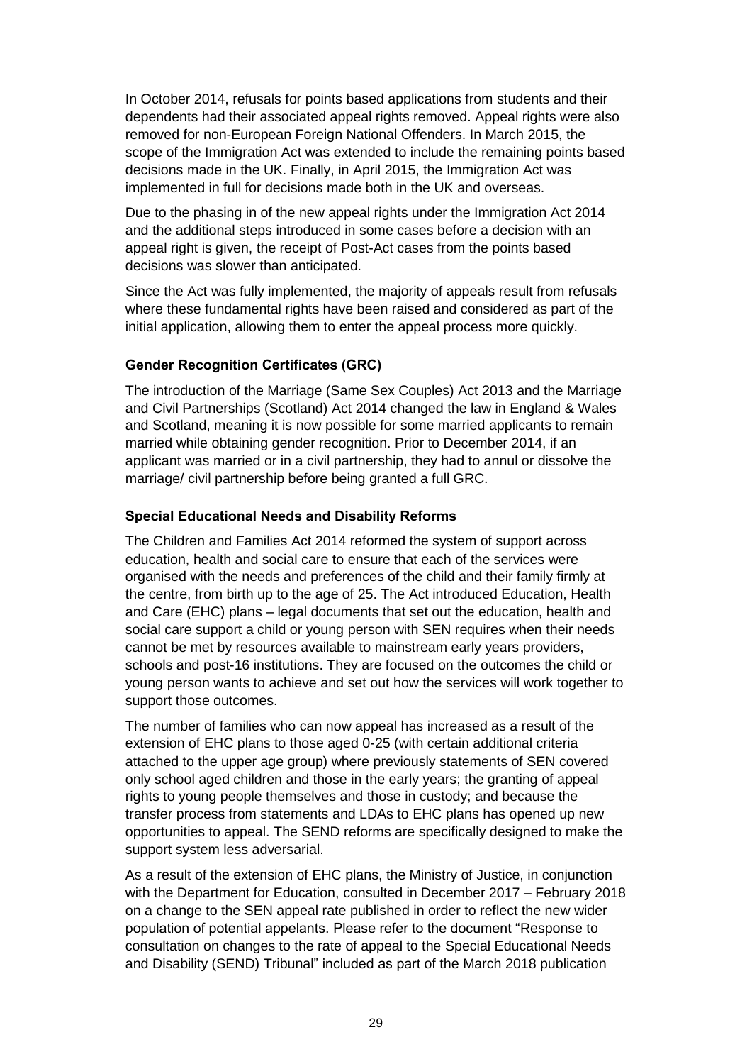In October 2014, refusals for points based applications from students and their dependents had their associated appeal rights removed. Appeal rights were also removed for non-European Foreign National Offenders. In March 2015, the scope of the Immigration Act was extended to include the remaining points based decisions made in the UK. Finally, in April 2015, the Immigration Act was implemented in full for decisions made both in the UK and overseas.

Due to the phasing in of the new appeal rights under the Immigration Act 2014 and the additional steps introduced in some cases before a decision with an appeal right is given, the receipt of Post-Act cases from the points based decisions was slower than anticipated.

Since the Act was fully implemented, the majority of appeals result from refusals where these fundamental rights have been raised and considered as part of the initial application, allowing them to enter the appeal process more quickly.

### Gender Recognition Certificates (GRC)

The introduction of the Marriage (Same Sex Couples) Act 2013 and the Marriage and Civil Partnerships (Scotland) Act 2014 changed the law in England & Wales and Scotland, meaning it is now possible for some married applicants to remain married while obtaining gender recognition. Prior to December 2014, if an applicant was married or in a civil partnership, they had to annul or dissolve the marriage/ civil partnership before being granted a full GRC.

### Special Educational Needs and Disability Reforms

The Children and Families Act 2014 reformed the system of support across education, health and social care to ensure that each of the services were organised with the needs and preferences of the child and their family firmly at the centre, from birth up to the age of 25. The Act introduced Education, Health and Care (EHC) plans – legal documents that set out the education, health and social care support a child or young person with SEN requires when their needs cannot be met by resources available to mainstream early years providers, schools and post-16 institutions. They are focused on the outcomes the child or young person wants to achieve and set out how the services will work together to support those outcomes.

The number of families who can now appeal has increased as a result of the extension of EHC plans to those aged 0-25 (with certain additional criteria attached to the upper age group) where previously statements of SEN covered only school aged children and those in the early years; the granting of appeal rights to young people themselves and those in custody; and because the transfer process from statements and LDAs to EHC plans has opened up new opportunities to appeal. The SEND reforms are specifically designed to make the support system less adversarial.

As a result of the extension of EHC plans, the Ministry of Justice, in conjunction with the Department for Education, consulted in December 2017 – February 2018 on a change to the SEN appeal rate published in order to reflect the new wider population of potential appelants. Please refer to the document "Response to consultation on changes to the rate of appeal to the Special Educational Needs and Disability (SEND) Tribunal" included as part of the March 2018 publication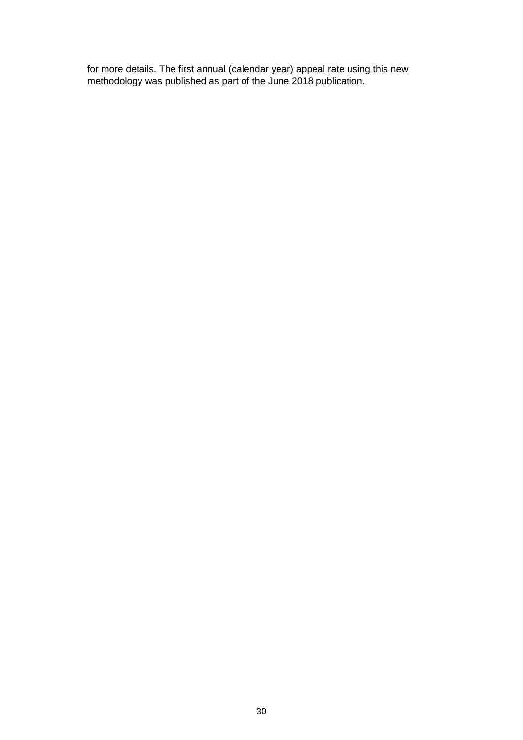for more details. The first annual (calendar year) appeal rate using this new methodology was published as part of the June 2018 publication.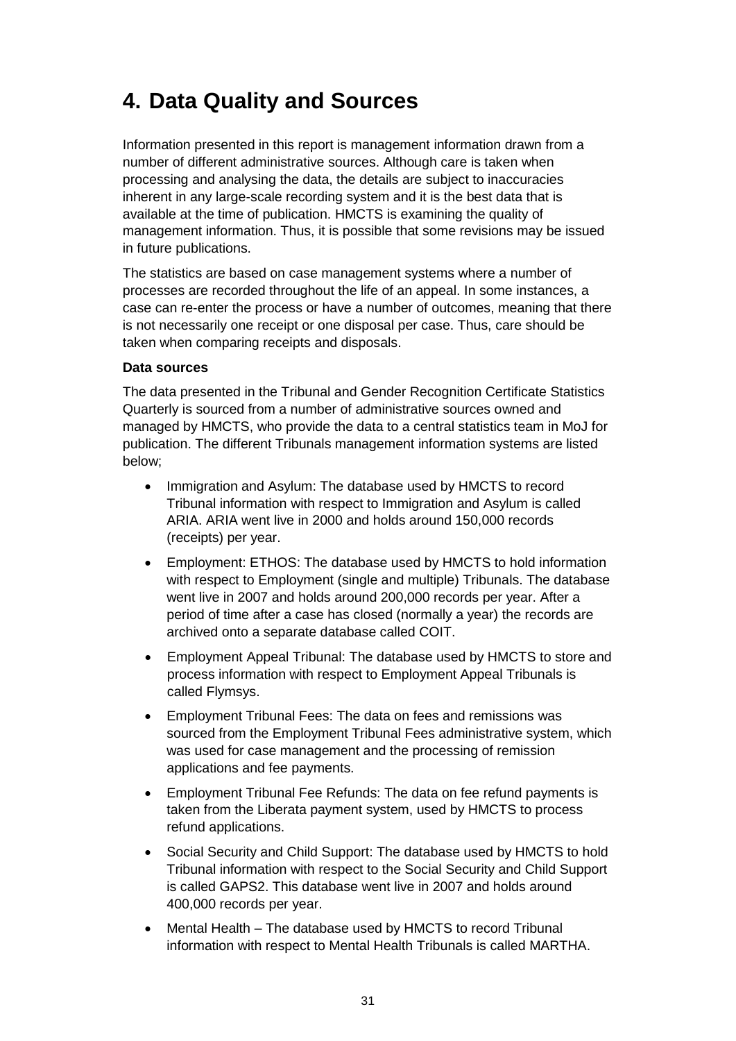# 4. Data Quality and Sources

Information presented in this report is management information drawn from a number of different administrative sources. Although care is taken when processing and analysing the data, the details are subject to inaccuracies inherent in any large-scale recording system and it is the best data that is available at the time of publication. HMCTS is examining the quality of management information. Thus, it is possible that some revisions may be issued in future publications.

The statistics are based on case management systems where a number of processes are recorded throughout the life of an appeal. In some instances, a case can re-enter the process or have a number of outcomes, meaning that there is not necessarily one receipt or one disposal per case. Thus, care should be taken when comparing receipts and disposals.

**Data sources**

The data presented in the Tribunal and Gender Recognition Certificate Statistics Quarterly is sourced from a number of administrative sources owned and managed by HMCTS, who provide the data to a central statistics team in MoJ for publication. The different Tribunals management information systems are listed below;

- Immigration and Asylum: The database used by HMCTS to record Tribunal information with respect to Immigration and Asylum is called ARIA. ARIA went live in 2000 and holds around 150,000 records (receipts) per year.
- Employment: ETHOS: The database used by HMCTS to hold information with respect to Employment (single and multiple) Tribunals. The database went live in 2007 and holds around 200,000 records per year. After a period of time after a case has closed (normally a year) the records are archived onto a separate database called COIT.
- Employment Appeal Tribunal: The database used by HMCTS to store and process information with respect to Employment Appeal Tribunals is called Flymsys.
- Employment Tribunal Fees: The data on fees and remissions was sourced from the Employment Tribunal Fees administrative system, which was used for case management and the processing of remission applications and fee payments.
- Employment Tribunal Fee Refunds: The data on fee refund payments is taken from the Liberata payment system, used by HMCTS to process refund applications.
- Social Security and Child Support: The database used by HMCTS to hold Tribunal information with respect to the Social Security and Child Support is called GAPS2. This database went live in 2007 and holds around 400,000 records per year.
- Mental Health – The database used by HMCTS to record Tribunal information with respect to Mental Health Tribunals is called MARTHA.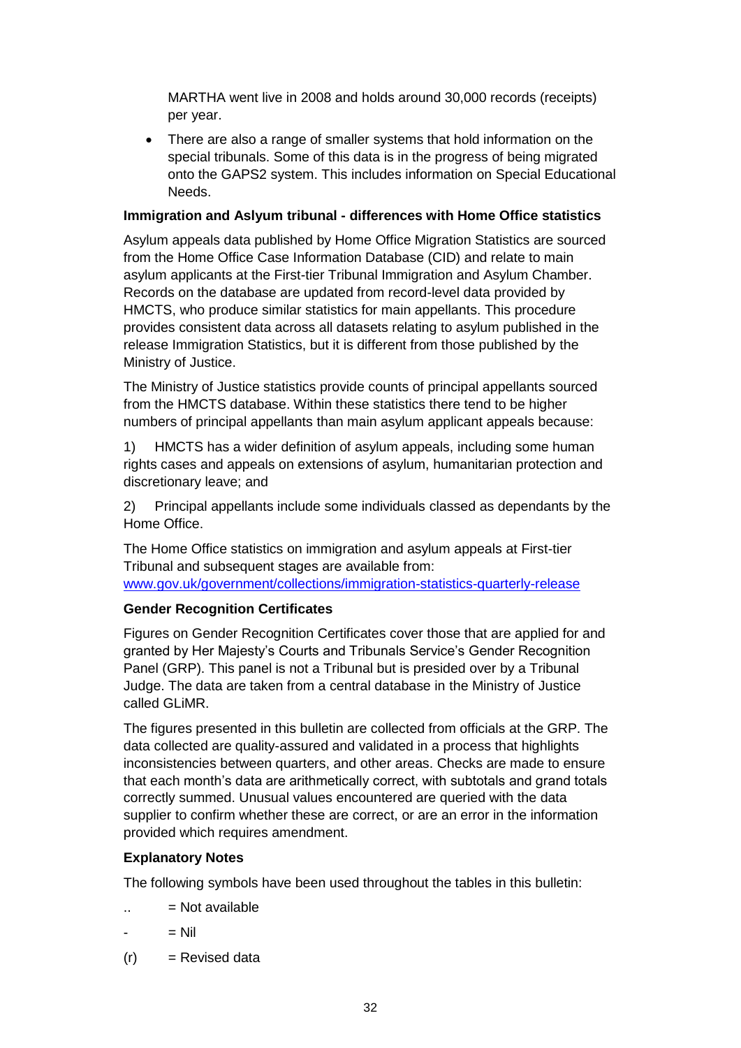MARTHA went live in 2008 and holds around 30,000 records (receipts) per year.

- There are also a range of smaller systems that hold information on the special tribunals. Some of this data is in the progress of being migrated onto the GAPS2 system. This includes information on Special Educational Needs.

**Immigration and Aslyum tribunal - differences with Home Office statistics**

Asylum appeals data published by Home Office Migration Statistics are sourced from the Home Office Case Information Database (CID) and relate to main asylum applicants at the First-tier Tribunal Immigration and Asylum Chamber. Records on the database are updated from record-level data provided by HMCTS, who produce similar statistics for main appellants. This procedure provides consistent data across all datasets relating to asylum published in the release Immigration Statistics, but it is different from those published by the Ministry of Justice.

The Ministry of Justice statistics provide counts of principal appellants sourced from the HMCTS database. Within these statistics there tend to be higher numbers of principal appellants than main asylum applicant appeals because:

1) HMCTS has a wider definition of asylum appeals, including some human rights cases and appeals on extensions of asylum, humanitarian protection and discretionary leave; and

2) Principal appellants include some individuals classed as dependants by the Home Office.

The Home Office statistics on immigration and asylum appeals at First-tier Tribunal and subsequent stages are available from:
[www.gov.uk/government/collections/immigration-statistics-quarterly-release](www.gov.uk/government/collections/immigration-statistics-quarterly-release)

**Gender Recognition Certificates**

Figures on Gender Recognition Certificates cover those that are applied for and granted by Her Majesty's Courts and Tribunals Service's Gender Recognition Panel (GRP). This panel is not a Tribunal but is presided over by a Tribunal Judge. The data are taken from a central database in the Ministry of Justice called GLiMR.

The figures presented in this bulletin are collected from officials at the GRP. The data collected are quality-assured and validated in a process that highlights inconsistencies between quarters, and other areas. Checks are made to ensure that each month's data are arithmetically correct, with subtotals and grand totals correctly summed. Unusual values encountered are queried with the data supplier to confirm whether these are correct, or are an error in the information provided which requires amendment.

**Explanatory Notes**

The following symbols have been used throughout the tables in this bulletin:

.. = Not available

\- = Nil

(r) = Revised data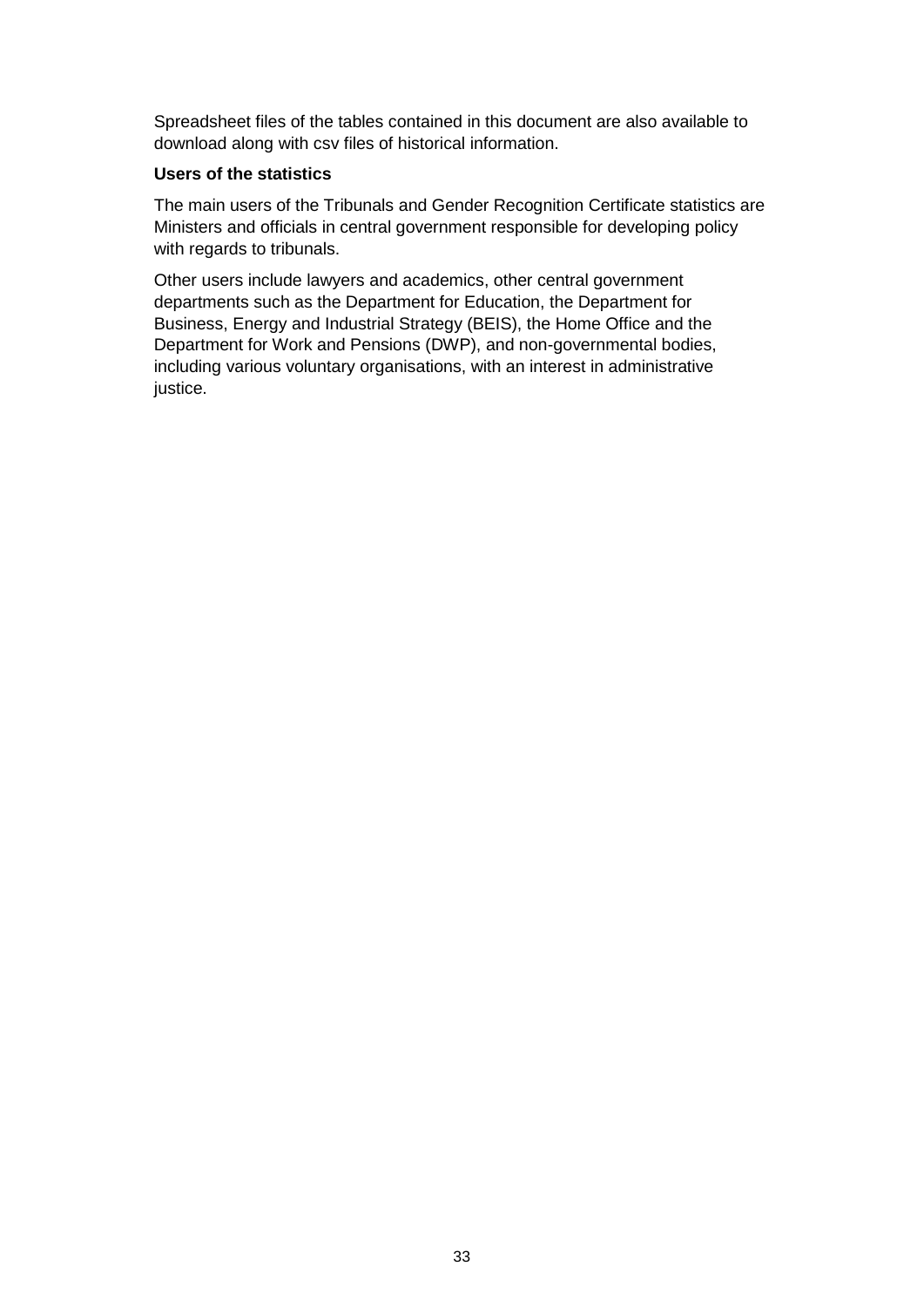Spreadsheet files of the tables contained in this document are also available to download along with csv files of historical information.

**Users of the statistics**

The main users of the Tribunals and Gender Recognition Certificate statistics are Ministers and officials in central government responsible for developing policy with regards to tribunals.

Other users include lawyers and academics, other central government departments such as the Department for Education, the Department for Business, Energy and Industrial Strategy (BEIS), the Home Office and the Department for Work and Pensions (DWP), and non-governmental bodies, including various voluntary organisations, with an interest in administrative justice.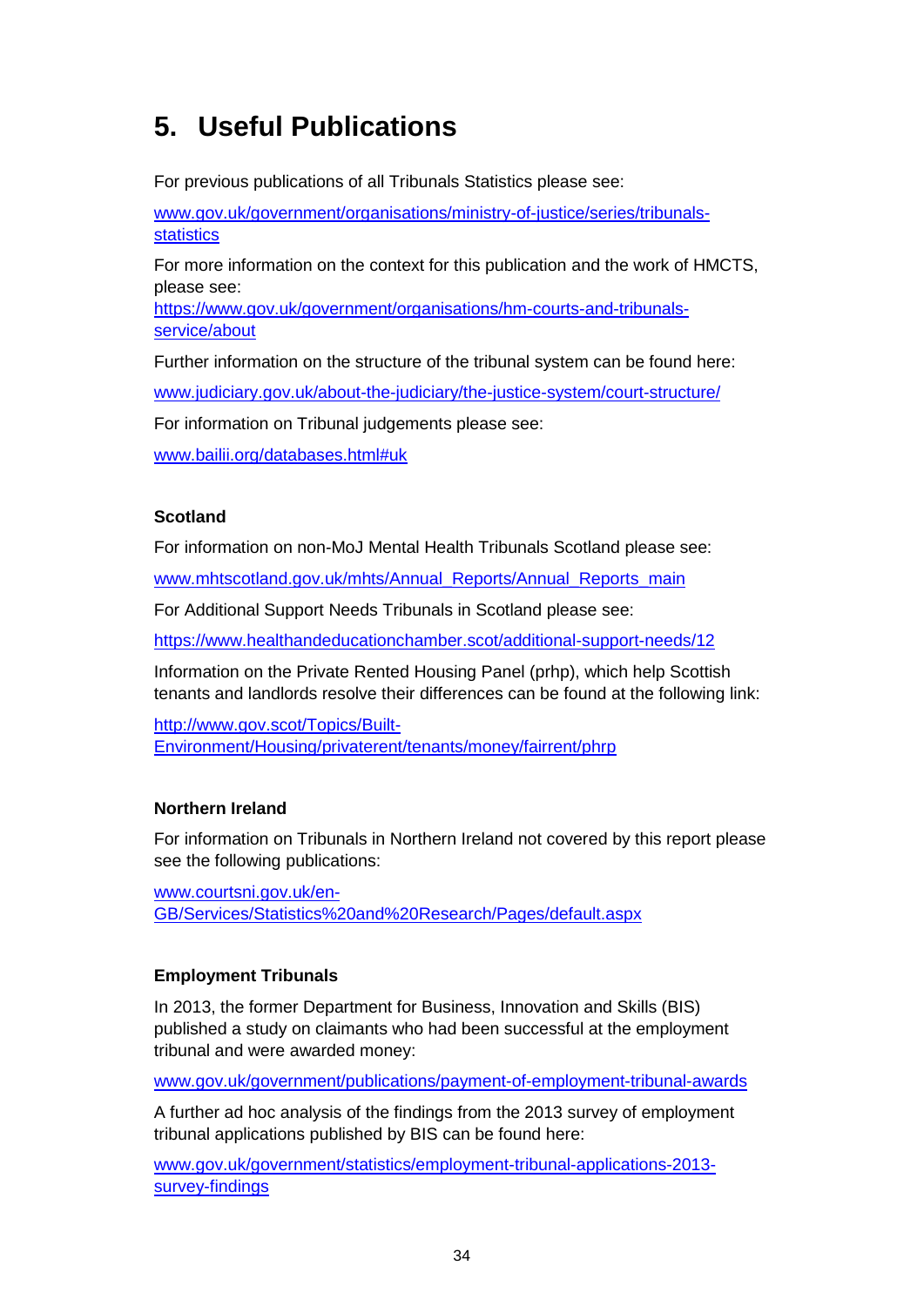# 5. Useful Publications

For previous publications of all Tribunals Statistics please see:

www.gov.uk/government/organisations/ministry-of-justice/series/tribunals-statistics

For more information on the context for this publication and the work of HMCTS, please see:
https://www.gov.uk/government/organisations/hm-courts-and-tribunals-service/about

Further information on the structure of the tribunal system can be found here:

www.judiciary.gov.uk/about-the-judiciary/the-justice-system/court-structure/

For information on Tribunal judgements please see:

www.bailii.org/databases.html#uk

### Scotland

For information on non-MoJ Mental Health Tribunals Scotland please see:

www.mhtscotland.gov.uk/mhts/Annual_Reports/Annual_Reports_main

For Additional Support Needs Tribunals in Scotland please see:

https://www.healthandeducationchamber.scot/additional-support-needs/12

Information on the Private Rented Housing Panel (prhp), which help Scottish tenants and landlords resolve their differences can be found at the following link:

http://www.gov.scot/Topics/Built-Environment/Housing/privaterent/tenants/money/fairrent/phrp

### Northern Ireland

For information on Tribunals in Northern Ireland not covered by this report please see the following publications:

www.courtsni.gov.uk/en-GB/Services/Statistics%20and%20Research/Pages/default.aspx

### Employment Tribunals

In 2013, the former Department for Business, Innovation and Skills (BIS) published a study on claimants who had been successful at the employment tribunal and were awarded money:

www.gov.uk/government/publications/payment-of-employment-tribunal-awards

A further ad hoc analysis of the findings from the 2013 survey of employment tribunal applications published by BIS can be found here:

www.gov.uk/government/statistics/employment-tribunal-applications-2013-survey-findings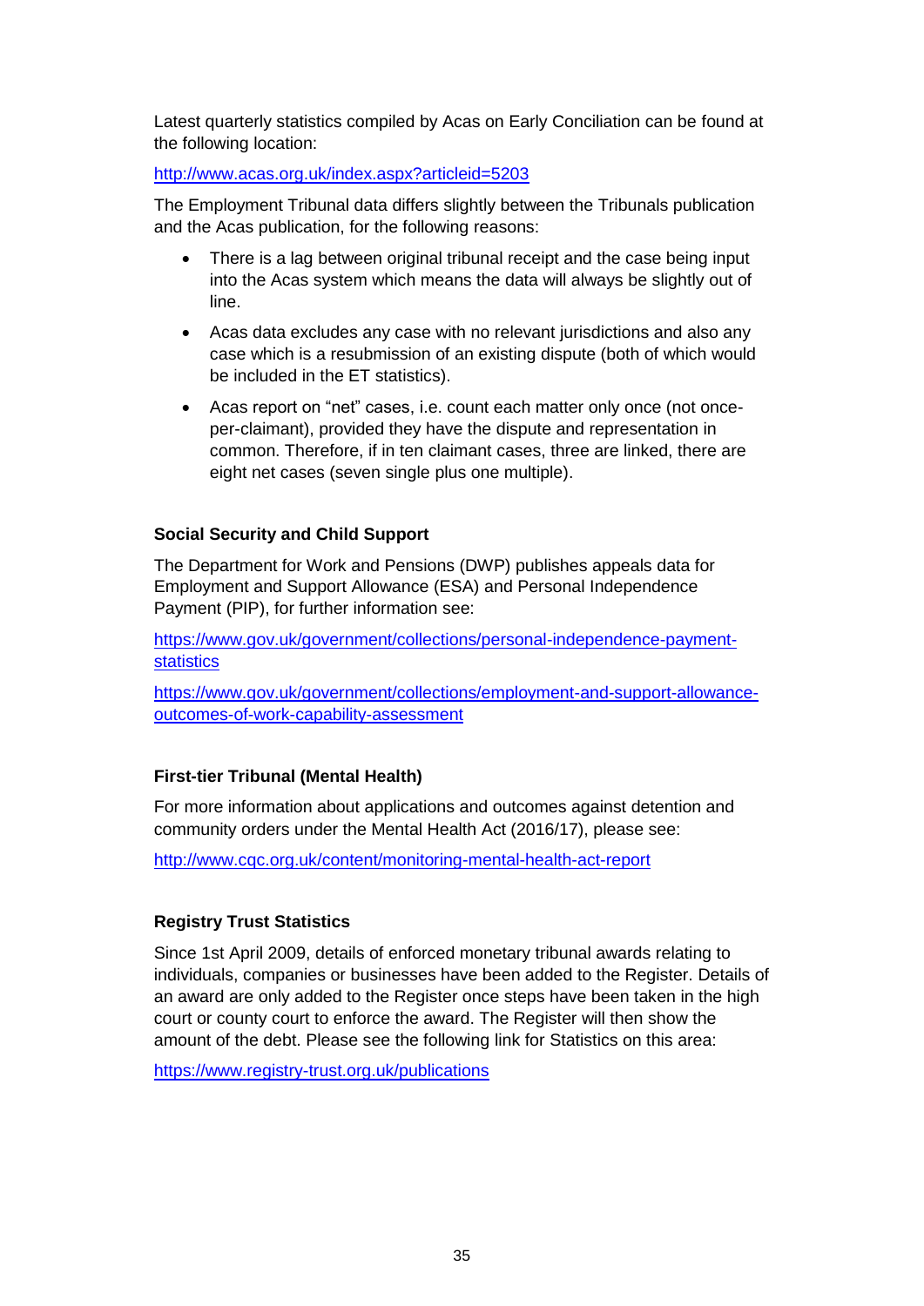Latest quarterly statistics compiled by Acas on Early Conciliation can be found at the following location:

http://www.acas.org.uk/index.aspx?articleid=5203

The Employment Tribunal data differs slightly between the Tribunals publication and the Acas publication, for the following reasons:

- There is a lag between original tribunal receipt and the case being input into the Acas system which means the data will always be slightly out of line.
- Acas data excludes any case with no relevant jurisdictions and also any case which is a resubmission of an existing dispute (both of which would be included in the ET statistics).
- Acas report on "net" cases, i.e. count each matter only once (not once-per-claimant), provided they have the dispute and representation in common. Therefore, if in ten claimant cases, three are linked, there are eight net cases (seven single plus one multiple).

### Social Security and Child Support

The Department for Work and Pensions (DWP) publishes appeals data for Employment and Support Allowance (ESA) and Personal Independence Payment (PIP), for further information see:

https://www.gov.uk/government/collections/personal-independence-payment-statistics

https://www.gov.uk/government/collections/employment-and-support-allowance-outcomes-of-work-capability-assessment

### First-tier Tribunal (Mental Health)

For more information about applications and outcomes against detention and community orders under the Mental Health Act (2016/17), please see:

http://www.cqc.org.uk/content/monitoring-mental-health-act-report

### Registry Trust Statistics

Since 1st April 2009, details of enforced monetary tribunal awards relating to individuals, companies or businesses have been added to the Register. Details of an award are only added to the Register once steps have been taken in the high court or county court to enforce the award. The Register will then show the amount of the debt. Please see the following link for Statistics on this area:

https://www.registry-trust.org.uk/publications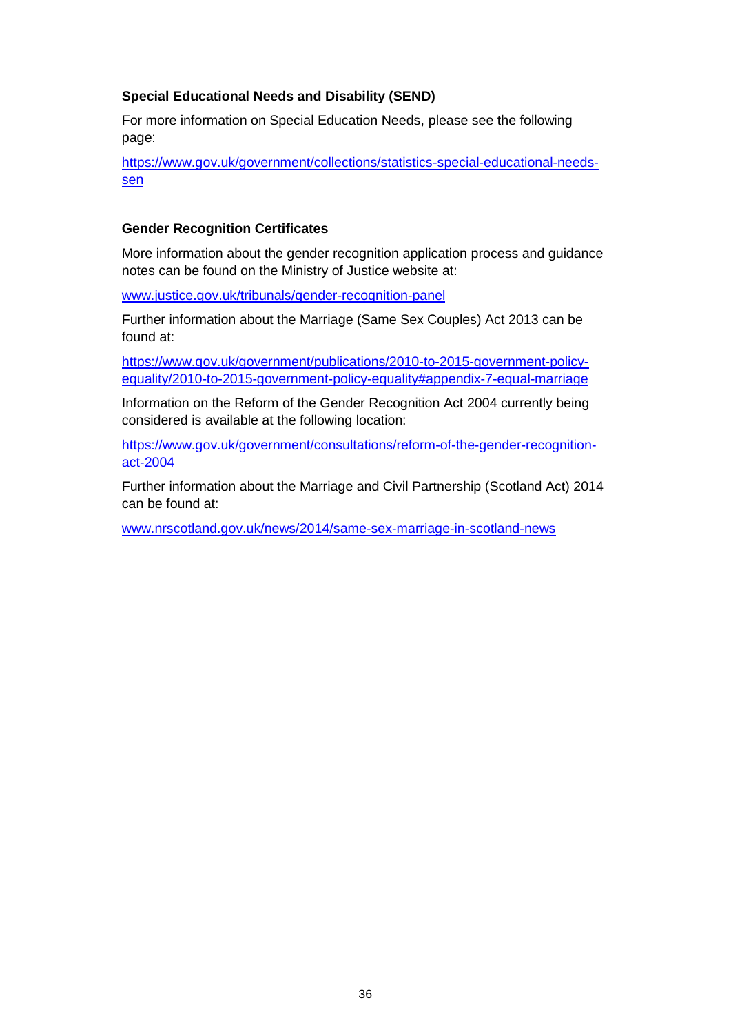### Special Educational Needs and Disability (SEND)

For more information on Special Education Needs, please see the following page:

https://www.gov.uk/government/collections/statistics-special-educational-needs-sen

### Gender Recognition Certificates

More information about the gender recognition application process and guidance notes can be found on the Ministry of Justice website at:

www.justice.gov.uk/tribunals/gender-recognition-panel

Further information about the Marriage (Same Sex Couples) Act 2013 can be found at:

https://www.gov.uk/government/publications/2010-to-2015-government-policy-equality/2010-to-2015-government-policy-equality#appendix-7-equal-marriage

Information on the Reform of the Gender Recognition Act 2004 currently being considered is available at the following location:

https://www.gov.uk/government/consultations/reform-of-the-gender-recognition-act-2004

Further information about the Marriage and Civil Partnership (Scotland Act) 2014 can be found at:

www.nrscotland.gov.uk/news/2014/same-sex-marriage-in-scotland-news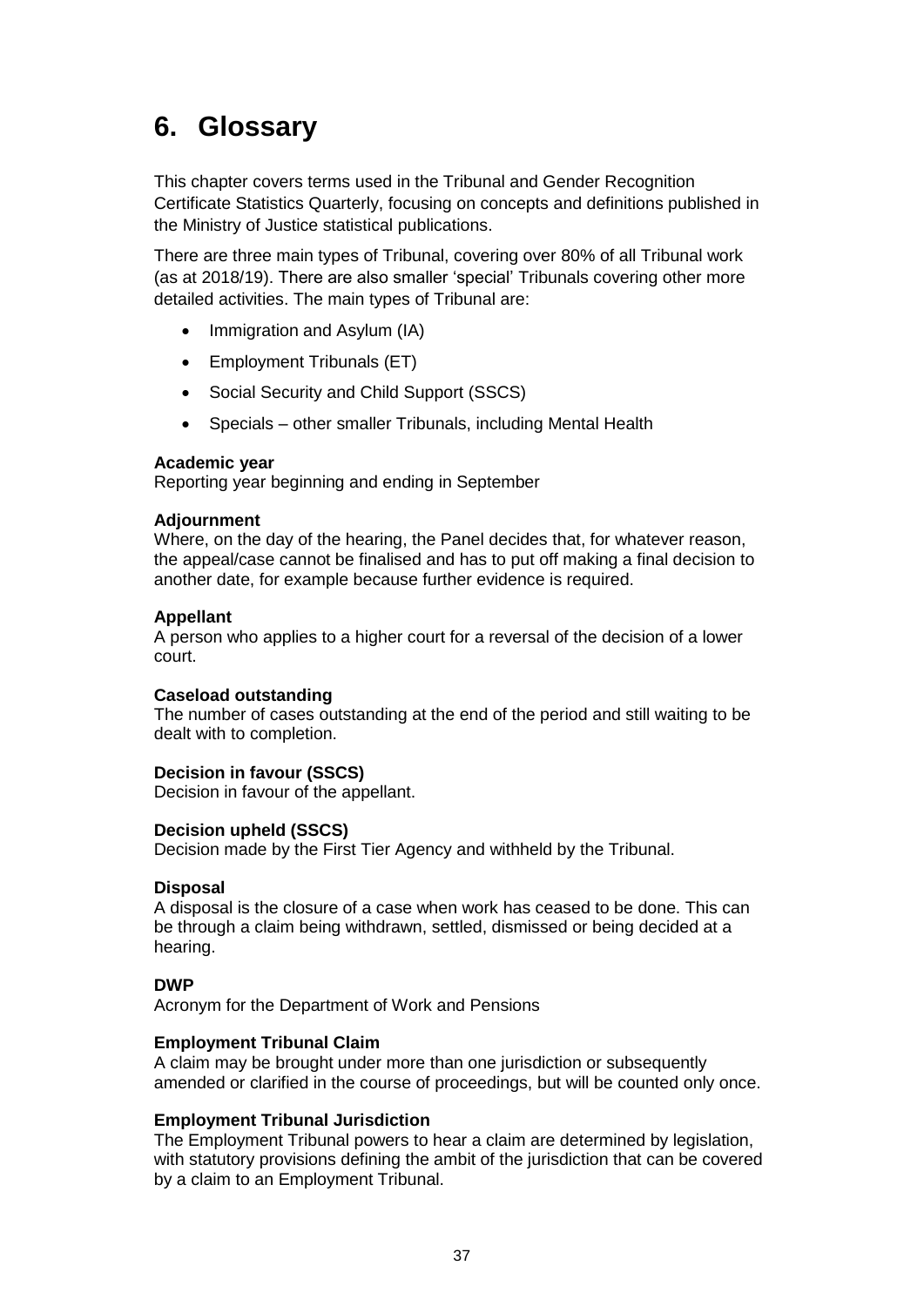# 6. Glossary

This chapter covers terms used in the Tribunal and Gender Recognition Certificate Statistics Quarterly, focusing on concepts and definitions published in the Ministry of Justice statistical publications.

There are three main types of Tribunal, covering over 80% of all Tribunal work (as at 2018/19). There are also smaller 'special' Tribunals covering other more detailed activities. The main types of Tribunal are:

- Immigration and Asylum (IA)
- Employment Tribunals (ET)
- Social Security and Child Support (SSCS)
- Specials – other smaller Tribunals, including Mental Health

**Academic year**
Reporting year beginning and ending in September

**Adjournment**
Where, on the day of the hearing, the Panel decides that, for whatever reason, the appeal/case cannot be finalised and has to put off making a final decision to another date, for example because further evidence is required.

**Appellant**
A person who applies to a higher court for a reversal of the decision of a lower court.

**Caseload outstanding**
The number of cases outstanding at the end of the period and still waiting to be dealt with to completion.

**Decision in favour (SSCS)**
Decision in favour of the appellant.

**Decision upheld (SSCS)**
Decision made by the First Tier Agency and withheld by the Tribunal.

**Disposal**
A disposal is the closure of a case when work has ceased to be done. This can be through a claim being withdrawn, settled, dismissed or being decided at a hearing.

**DWP**
Acronym for the Department of Work and Pensions

**Employment Tribunal Claim**
A claim may be brought under more than one jurisdiction or subsequently amended or clarified in the course of proceedings, but will be counted only once.

**Employment Tribunal Jurisdiction**
The Employment Tribunal powers to hear a claim are determined by legislation, with statutory provisions defining the ambit of the jurisdiction that can be covered by a claim to an Employment Tribunal.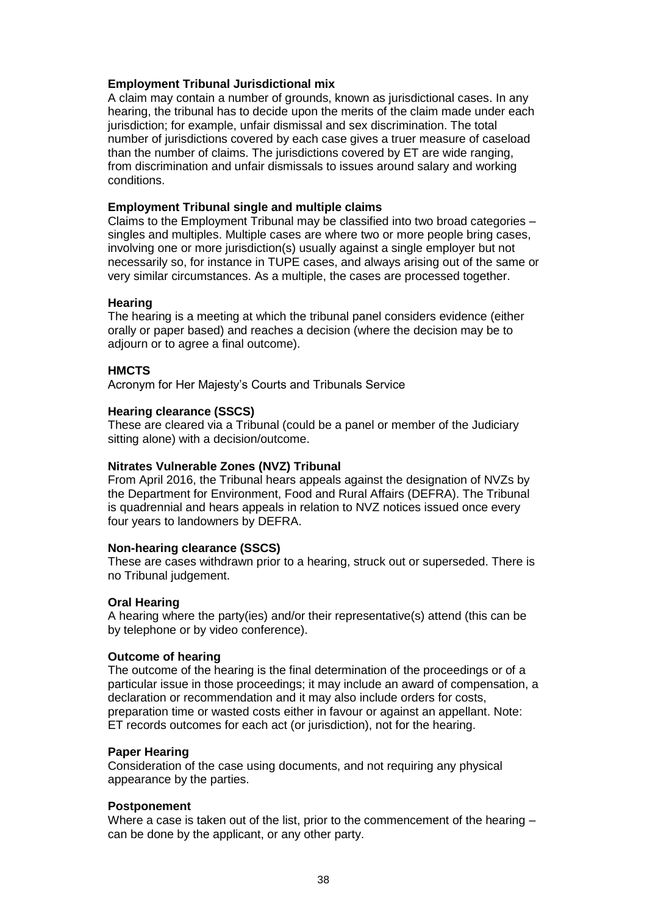**Employment Tribunal Jurisdictional mix**
A claim may contain a number of grounds, known as jurisdictional cases. In any hearing, the tribunal has to decide upon the merits of the claim made under each jurisdiction; for example, unfair dismissal and sex discrimination. The total number of jurisdictions covered by each case gives a truer measure of caseload than the number of claims. The jurisdictions covered by ET are wide ranging, from discrimination and unfair dismissals to issues around salary and working conditions.

**Employment Tribunal single and multiple claims**
Claims to the Employment Tribunal may be classified into two broad categories – singles and multiples. Multiple cases are where two or more people bring cases, involving one or more jurisdiction(s) usually against a single employer but not necessarily so, for instance in TUPE cases, and always arising out of the same or very similar circumstances. As a multiple, the cases are processed together.

**Hearing**
The hearing is a meeting at which the tribunal panel considers evidence (either orally or paper based) and reaches a decision (where the decision may be to adjourn or to agree a final outcome).

**HMCTS**
Acronym for Her Majesty's Courts and Tribunals Service

**Hearing clearance (SSCS)**
These are cleared via a Tribunal (could be a panel or member of the Judiciary sitting alone) with a decision/outcome.

**Nitrates Vulnerable Zones (NVZ) Tribunal**
From April 2016, the Tribunal hears appeals against the designation of NVZs by the Department for Environment, Food and Rural Affairs (DEFRA). The Tribunal is quadrennial and hears appeals in relation to NVZ notices issued once every four years to landowners by DEFRA.

**Non-hearing clearance (SSCS)**
These are cases withdrawn prior to a hearing, struck out or superseded. There is no Tribunal judgement.

**Oral Hearing**
A hearing where the party(ies) and/or their representative(s) attend (this can be by telephone or by video conference).

**Outcome of hearing**
The outcome of the hearing is the final determination of the proceedings or of a particular issue in those proceedings; it may include an award of compensation, a declaration or recommendation and it may also include orders for costs, preparation time or wasted costs either in favour or against an appellant. Note: ET records outcomes for each act (or jurisdiction), not for the hearing.

**Paper Hearing**
Consideration of the case using documents, and not requiring any physical appearance by the parties.

**Postponement**
Where a case is taken out of the list, prior to the commencement of the hearing – can be done by the applicant, or any other party.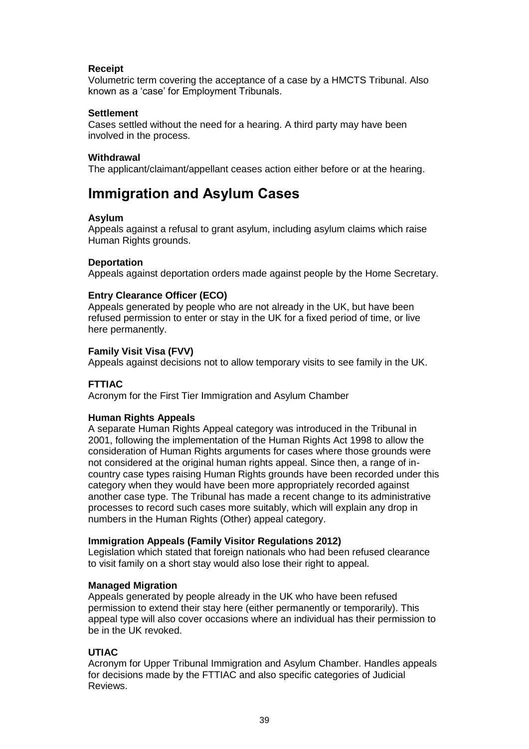**Receipt**
Volumetric term covering the acceptance of a case by a HMCTS Tribunal. Also known as a 'case' for Employment Tribunals.

**Settlement**
Cases settled without the need for a hearing. A third party may have been involved in the process.

**Withdrawal**
The applicant/claimant/appellant ceases action either before or at the hearing.

## Immigration and Asylum Cases

**Asylum**
Appeals against a refusal to grant asylum, including asylum claims which raise Human Rights grounds.

**Deportation**
Appeals against deportation orders made against people by the Home Secretary.

**Entry Clearance Officer (ECO)**
Appeals generated by people who are not already in the UK, but have been refused permission to enter or stay in the UK for a fixed period of time, or live here permanently.

**Family Visit Visa (FVV)**
Appeals against decisions not to allow temporary visits to see family in the UK.

**FTTIAC**
Acronym for the First Tier Immigration and Asylum Chamber

**Human Rights Appeals**
A separate Human Rights Appeal category was introduced in the Tribunal in 2001, following the implementation of the Human Rights Act 1998 to allow the consideration of Human Rights arguments for cases where those grounds were not considered at the original human rights appeal. Since then, a range of in-country case types raising Human Rights grounds have been recorded under this category when they would have been more appropriately recorded against another case type. The Tribunal has made a recent change to its administrative processes to record such cases more suitably, which will explain any drop in numbers in the Human Rights (Other) appeal category.

**Immigration Appeals (Family Visitor Regulations 2012)**
Legislation which stated that foreign nationals who had been refused clearance to visit family on a short stay would also lose their right to appeal.

**Managed Migration**
Appeals generated by people already in the UK who have been refused permission to extend their stay here (either permanently or temporarily). This appeal type will also cover occasions where an individual has their permission to be in the UK revoked.

**UTIAC**
Acronym for Upper Tribunal Immigration and Asylum Chamber. Handles appeals for decisions made by the FTTIAC and also specific categories of Judicial Reviews.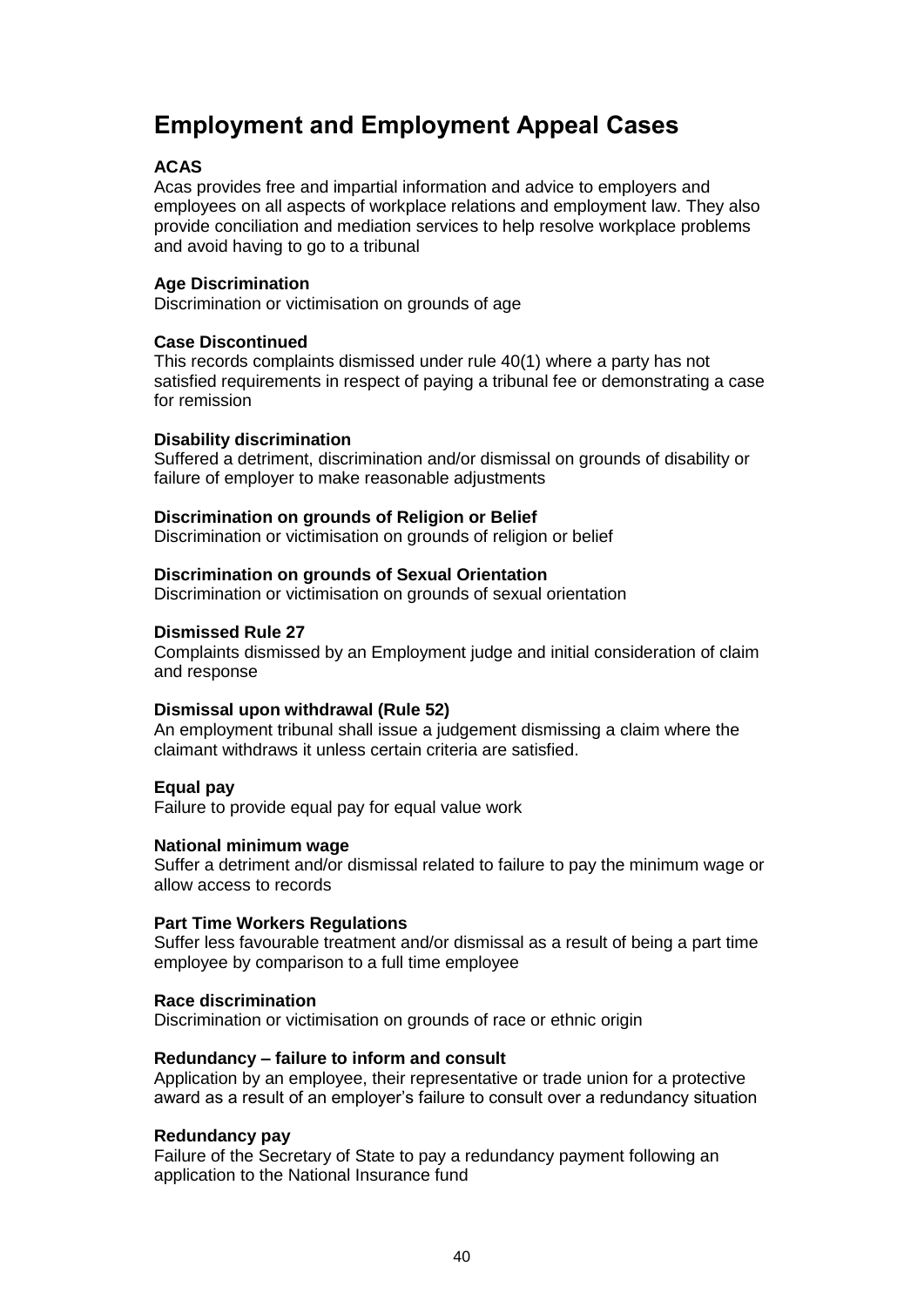# Employment and Employment Appeal Cases

**ACAS**
Acas provides free and impartial information and advice to employers and employees on all aspects of workplace relations and employment law. They also provide conciliation and mediation services to help resolve workplace problems and avoid having to go to a tribunal

**Age Discrimination**
Discrimination or victimisation on grounds of age

**Case Discontinued**
This records complaints dismissed under rule 40(1) where a party has not satisfied requirements in respect of paying a tribunal fee or demonstrating a case for remission

**Disability discrimination**
Suffered a detriment, discrimination and/or dismissal on grounds of disability or failure of employer to make reasonable adjustments

**Discrimination on grounds of Religion or Belief**
Discrimination or victimisation on grounds of religion or belief

**Discrimination on grounds of Sexual Orientation**
Discrimination or victimisation on grounds of sexual orientation

**Dismissed Rule 27**
Complaints dismissed by an Employment judge and initial consideration of claim and response

**Dismissal upon withdrawal (Rule 52)**
An employment tribunal shall issue a judgement dismissing a claim where the claimant withdraws it unless certain criteria are satisfied.

**Equal pay**
Failure to provide equal pay for equal value work

**National minimum wage**
Suffer a detriment and/or dismissal related to failure to pay the minimum wage or allow access to records

**Part Time Workers Regulations**
Suffer less favourable treatment and/or dismissal as a result of being a part time employee by comparison to a full time employee

**Race discrimination**
Discrimination or victimisation on grounds of race or ethnic origin

**Redundancy – failure to inform and consult**
Application by an employee, their representative or trade union for a protective award as a result of an employer's failure to consult over a redundancy situation

**Redundancy pay**
Failure of the Secretary of State to pay a redundancy payment following an application to the National Insurance fund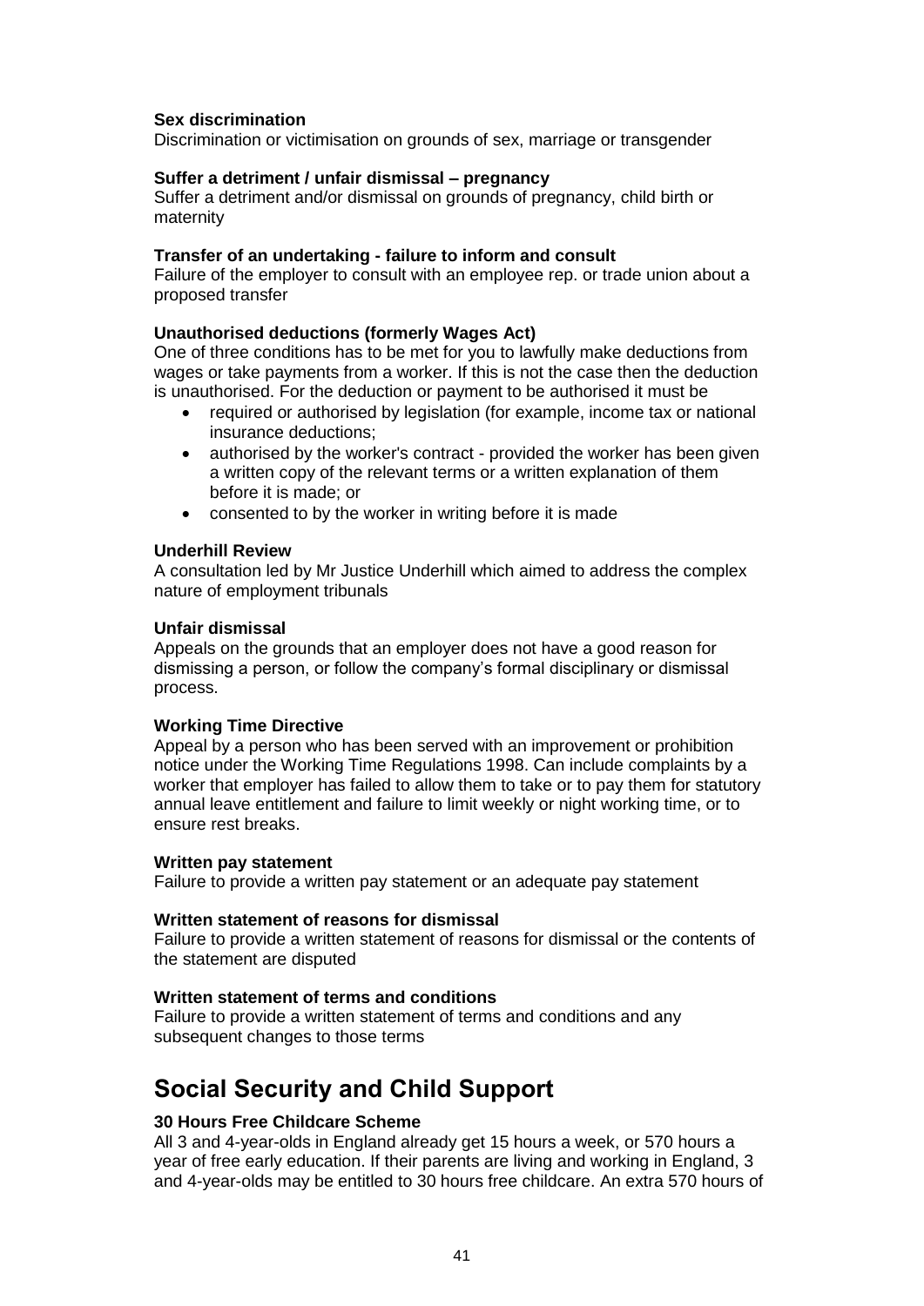**Sex discrimination**
Discrimination or victimisation on grounds of sex, marriage or transgender

**Suffer a detriment / unfair dismissal – pregnancy**
Suffer a detriment and/or dismissal on grounds of pregnancy, child birth or maternity

**Transfer of an undertaking - failure to inform and consult**
Failure of the employer to consult with an employee rep. or trade union about a proposed transfer

**Unauthorised deductions (formerly Wages Act)**
One of three conditions has to be met for you to lawfully make deductions from wages or take payments from a worker. If this is not the case then the deduction is unauthorised. For the deduction or payment to be authorised it must be

- required or authorised by legislation (for example, income tax or national insurance deductions;
- authorised by the worker's contract - provided the worker has been given a written copy of the relevant terms or a written explanation of them before it is made; or
- consented to by the worker in writing before it is made

**Underhill Review**
A consultation led by Mr Justice Underhill which aimed to address the complex nature of employment tribunals

**Unfair dismissal**
Appeals on the grounds that an employer does not have a good reason for dismissing a person, or follow the company's formal disciplinary or dismissal process.

**Working Time Directive**
Appeal by a person who has been served with an improvement or prohibition notice under the Working Time Regulations 1998. Can include complaints by a worker that employer has failed to allow them to take or to pay them for statutory annual leave entitlement and failure to limit weekly or night working time, or to ensure rest breaks.

**Written pay statement**
Failure to provide a written pay statement or an adequate pay statement

**Written statement of reasons for dismissal**
Failure to provide a written statement of reasons for dismissal or the contents of the statement are disputed

**Written statement of terms and conditions**
Failure to provide a written statement of terms and conditions and any subsequent changes to those terms

## Social Security and Child Support

**30 Hours Free Childcare Scheme**
All 3 and 4-year-olds in England already get 15 hours a week, or 570 hours a year of free early education. If their parents are living and working in England, 3 and 4-year-olds may be entitled to 30 hours free childcare. An extra 570 hours of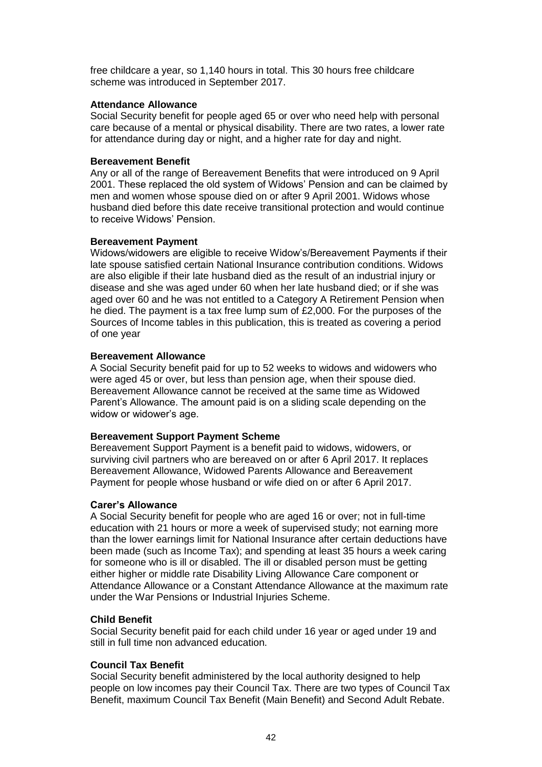free childcare a year, so 1,140 hours in total. This 30 hours free childcare scheme was introduced in September 2017.

**Attendance Allowance**
Social Security benefit for people aged 65 or over who need help with personal care because of a mental or physical disability. There are two rates, a lower rate for attendance during day or night, and a higher rate for day and night.

**Bereavement Benefit**
Any or all of the range of Bereavement Benefits that were introduced on 9 April 2001. These replaced the old system of Widows' Pension and can be claimed by men and women whose spouse died on or after 9 April 2001. Widows whose husband died before this date receive transitional protection and would continue to receive Widows' Pension.

**Bereavement Payment**
Widows/widowers are eligible to receive Widow's/Bereavement Payments if their late spouse satisfied certain National Insurance contribution conditions. Widows are also eligible if their late husband died as the result of an industrial injury or disease and she was aged under 60 when her late husband died; or if she was aged over 60 and he was not entitled to a Category A Retirement Pension when he died. The payment is a tax free lump sum of £2,000. For the purposes of the Sources of Income tables in this publication, this is treated as covering a period of one year

**Bereavement Allowance**
A Social Security benefit paid for up to 52 weeks to widows and widowers who were aged 45 or over, but less than pension age, when their spouse died. Bereavement Allowance cannot be received at the same time as Widowed Parent's Allowance. The amount paid is on a sliding scale depending on the widow or widower's age.

**Bereavement Support Payment Scheme**
Bereavement Support Payment is a benefit paid to widows, widowers, or surviving civil partners who are bereaved on or after 6 April 2017. It replaces Bereavement Allowance, Widowed Parents Allowance and Bereavement Payment for people whose husband or wife died on or after 6 April 2017.

**Carer's Allowance**
A Social Security benefit for people who are aged 16 or over; not in full-time education with 21 hours or more a week of supervised study; not earning more than the lower earnings limit for National Insurance after certain deductions have been made (such as Income Tax); and spending at least 35 hours a week caring for someone who is ill or disabled. The ill or disabled person must be getting either higher or middle rate Disability Living Allowance Care component or Attendance Allowance or a Constant Attendance Allowance at the maximum rate under the War Pensions or Industrial Injuries Scheme.

**Child Benefit**
Social Security benefit paid for each child under 16 year or aged under 19 and still in full time non advanced education.

**Council Tax Benefit**
Social Security benefit administered by the local authority designed to help people on low incomes pay their Council Tax. There are two types of Council Tax Benefit, maximum Council Tax Benefit (Main Benefit) and Second Adult Rebate.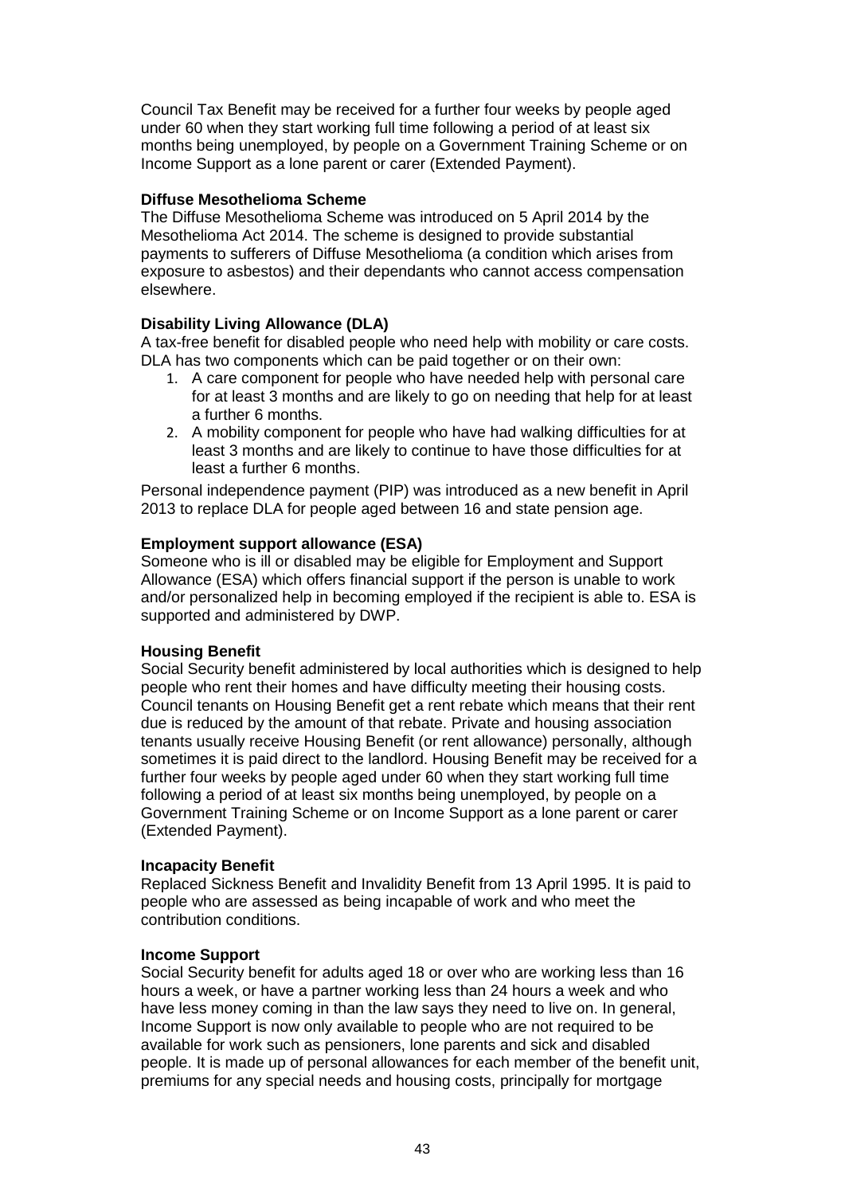Council Tax Benefit may be received for a further four weeks by people aged under 60 when they start working full time following a period of at least six months being unemployed, by people on a Government Training Scheme or on Income Support as a lone parent or carer (Extended Payment).

**Diffuse Mesothelioma Scheme**

The Diffuse Mesothelioma Scheme was introduced on 5 April 2014 by the Mesothelioma Act 2014. The scheme is designed to provide substantial payments to sufferers of Diffuse Mesothelioma (a condition which arises from exposure to asbestos) and their dependants who cannot access compensation elsewhere.

**Disability Living Allowance (DLA)**

A tax-free benefit for disabled people who need help with mobility or care costs. DLA has two components which can be paid together or on their own:

1. A care component for people who have needed help with personal care for at least 3 months and are likely to go on needing that help for at least a further 6 months.
2. A mobility component for people who have had walking difficulties for at least 3 months and are likely to continue to have those difficulties for at least a further 6 months.

Personal independence payment (PIP) was introduced as a new benefit in April 2013 to replace DLA for people aged between 16 and state pension age.

**Employment support allowance (ESA)**

Someone who is ill or disabled may be eligible for Employment and Support Allowance (ESA) which offers financial support if the person is unable to work and/or personalized help in becoming employed if the recipient is able to. ESA is supported and administered by DWP.

**Housing Benefit**

Social Security benefit administered by local authorities which is designed to help people who rent their homes and have difficulty meeting their housing costs. Council tenants on Housing Benefit get a rent rebate which means that their rent due is reduced by the amount of that rebate. Private and housing association tenants usually receive Housing Benefit (or rent allowance) personally, although sometimes it is paid direct to the landlord. Housing Benefit may be received for a further four weeks by people aged under 60 when they start working full time following a period of at least six months being unemployed, by people on a Government Training Scheme or on Income Support as a lone parent or carer (Extended Payment).

**Incapacity Benefit**

Replaced Sickness Benefit and Invalidity Benefit from 13 April 1995. It is paid to people who are assessed as being incapable of work and who meet the contribution conditions.

**Income Support**

Social Security benefit for adults aged 18 or over who are working less than 16 hours a week, or have a partner working less than 24 hours a week and who have less money coming in than the law says they need to live on. In general, Income Support is now only available to people who are not required to be available for work such as pensioners, lone parents and sick and disabled people. It is made up of personal allowances for each member of the benefit unit, premiums for any special needs and housing costs, principally for mortgage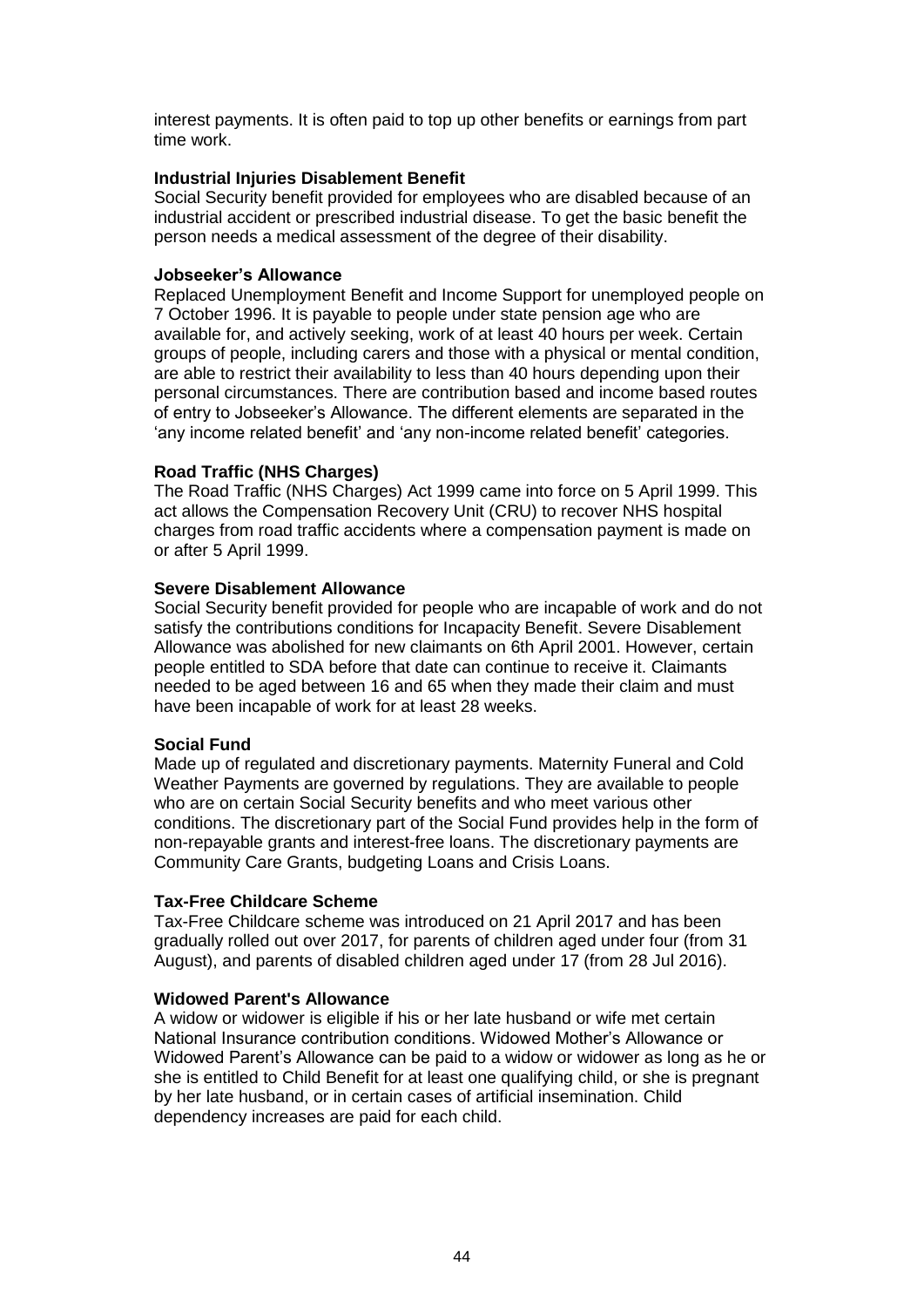interest payments. It is often paid to top up other benefits or earnings from part time work.

**Industrial Injuries Disablement Benefit**
Social Security benefit provided for employees who are disabled because of an industrial accident or prescribed industrial disease. To get the basic benefit the person needs a medical assessment of the degree of their disability.

**Jobseeker's Allowance**
Replaced Unemployment Benefit and Income Support for unemployed people on 7 October 1996. It is payable to people under state pension age who are available for, and actively seeking, work of at least 40 hours per week. Certain groups of people, including carers and those with a physical or mental condition, are able to restrict their availability to less than 40 hours depending upon their personal circumstances. There are contribution based and income based routes of entry to Jobseeker's Allowance. The different elements are separated in the 'any income related benefit' and 'any non-income related benefit' categories.

**Road Traffic (NHS Charges)**
The Road Traffic (NHS Charges) Act 1999 came into force on 5 April 1999. This act allows the Compensation Recovery Unit (CRU) to recover NHS hospital charges from road traffic accidents where a compensation payment is made on or after 5 April 1999.

**Severe Disablement Allowance**
Social Security benefit provided for people who are incapable of work and do not satisfy the contributions conditions for Incapacity Benefit. Severe Disablement Allowance was abolished for new claimants on 6th April 2001. However, certain people entitled to SDA before that date can continue to receive it. Claimants needed to be aged between 16 and 65 when they made their claim and must have been incapable of work for at least 28 weeks.

**Social Fund**
Made up of regulated and discretionary payments. Maternity Funeral and Cold Weather Payments are governed by regulations. They are available to people who are on certain Social Security benefits and who meet various other conditions. The discretionary part of the Social Fund provides help in the form of non-repayable grants and interest-free loans. The discretionary payments are Community Care Grants, budgeting Loans and Crisis Loans.

**Tax-Free Childcare Scheme**
Tax-Free Childcare scheme was introduced on 21 April 2017 and has been gradually rolled out over 2017, for parents of children aged under four (from 31 August), and parents of disabled children aged under 17 (from 28 Jul 2016).

**Widowed Parent's Allowance**
A widow or widower is eligible if his or her late husband or wife met certain National Insurance contribution conditions. Widowed Mother's Allowance or Widowed Parent's Allowance can be paid to a widow or widower as long as he or she is entitled to Child Benefit for at least one qualifying child, or she is pregnant by her late husband, or in certain cases of artificial insemination. Child dependency increases are paid for each child.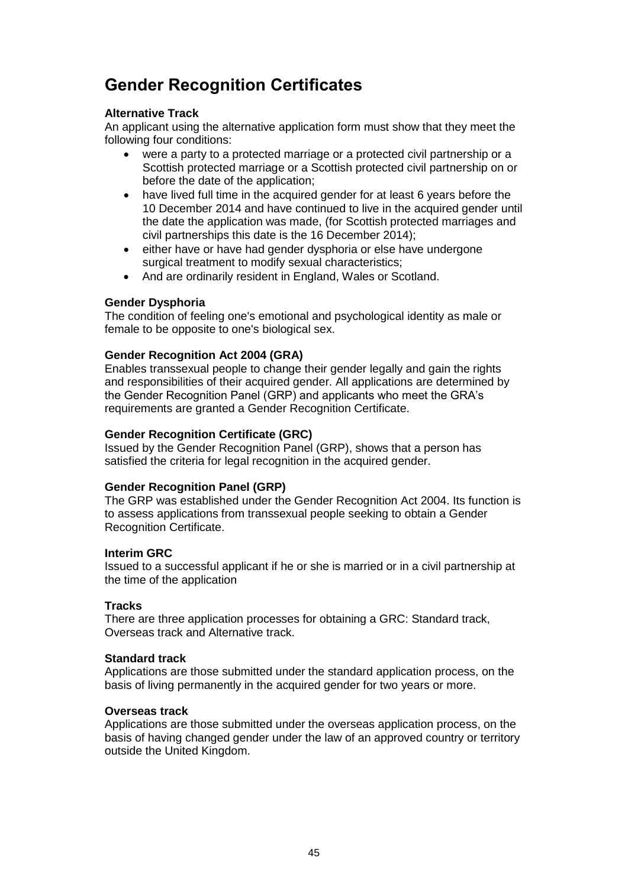# Gender Recognition Certificates

**Alternative Track**
An applicant using the alternative application form must show that they meet the following four conditions:

- were a party to a protected marriage or a protected civil partnership or a Scottish protected marriage or a Scottish protected civil partnership on or before the date of the application;
- have lived full time in the acquired gender for at least 6 years before the 10 December 2014 and have continued to live in the acquired gender until the date the application was made, (for Scottish protected marriages and civil partnerships this date is the 16 December 2014);
- either have or have had gender dysphoria or else have undergone surgical treatment to modify sexual characteristics;
- And are ordinarily resident in England, Wales or Scotland.

**Gender Dysphoria**
The condition of feeling one's emotional and psychological identity as male or female to be opposite to one's biological sex.

**Gender Recognition Act 2004 (GRA)**
Enables transsexual people to change their gender legally and gain the rights and responsibilities of their acquired gender. All applications are determined by the Gender Recognition Panel (GRP) and applicants who meet the GRA's requirements are granted a Gender Recognition Certificate.

**Gender Recognition Certificate (GRC)**
Issued by the Gender Recognition Panel (GRP), shows that a person has satisfied the criteria for legal recognition in the acquired gender.

**Gender Recognition Panel (GRP)**
The GRP was established under the Gender Recognition Act 2004. Its function is to assess applications from transsexual people seeking to obtain a Gender Recognition Certificate.

**Interim GRC**
Issued to a successful applicant if he or she is married or in a civil partnership at the time of the application

**Tracks**
There are three application processes for obtaining a GRC: Standard track, Overseas track and Alternative track.

**Standard track**
Applications are those submitted under the standard application process, on the basis of living permanently in the acquired gender for two years or more.

**Overseas track**
Applications are those submitted under the overseas application process, on the basis of having changed gender under the law of an approved country or territory outside the United Kingdom.